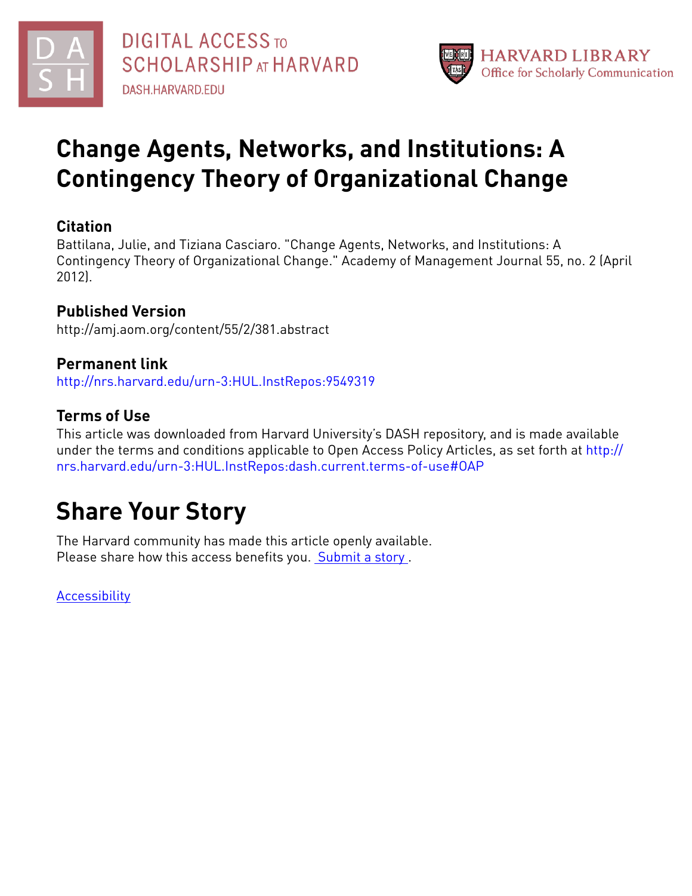DIGITAL ACCESS TO SCHOLARSHIP AT HARVARD

DASH.HARVARD.EDU

HARVARD LIBRARY

Office for Scholarly Communication

# Change Agents, Networks, and Institutions: A Contingency Theory of Organizational Change

## Citation

Battilana, Julie, and Tiziana Casciaro. "Change Agents, Networks, and Institutions: A Contingency Theory of Organizational Change." Academy of Management Journal 55, no. 2 (April 2012).

## Published Version

http://amj.aom.org/content/55/2/381.abstract

## Permanent link

http://nrs.harvard.edu/urn-3:HUL.InstRepos:9549319

## Terms of Use

This article was downloaded from Harvard University's DASH repository, and is made available under the terms and conditions applicable to Open Access Policy Articles, as set forth at http://nrs.harvard.edu/urn-3:HUL.InstRepos:dash.current.terms-of-use#OAP

# Share Your Story

The Harvard community has made this article openly available.
Please share how this access benefits you. Submit a story .

Accessibility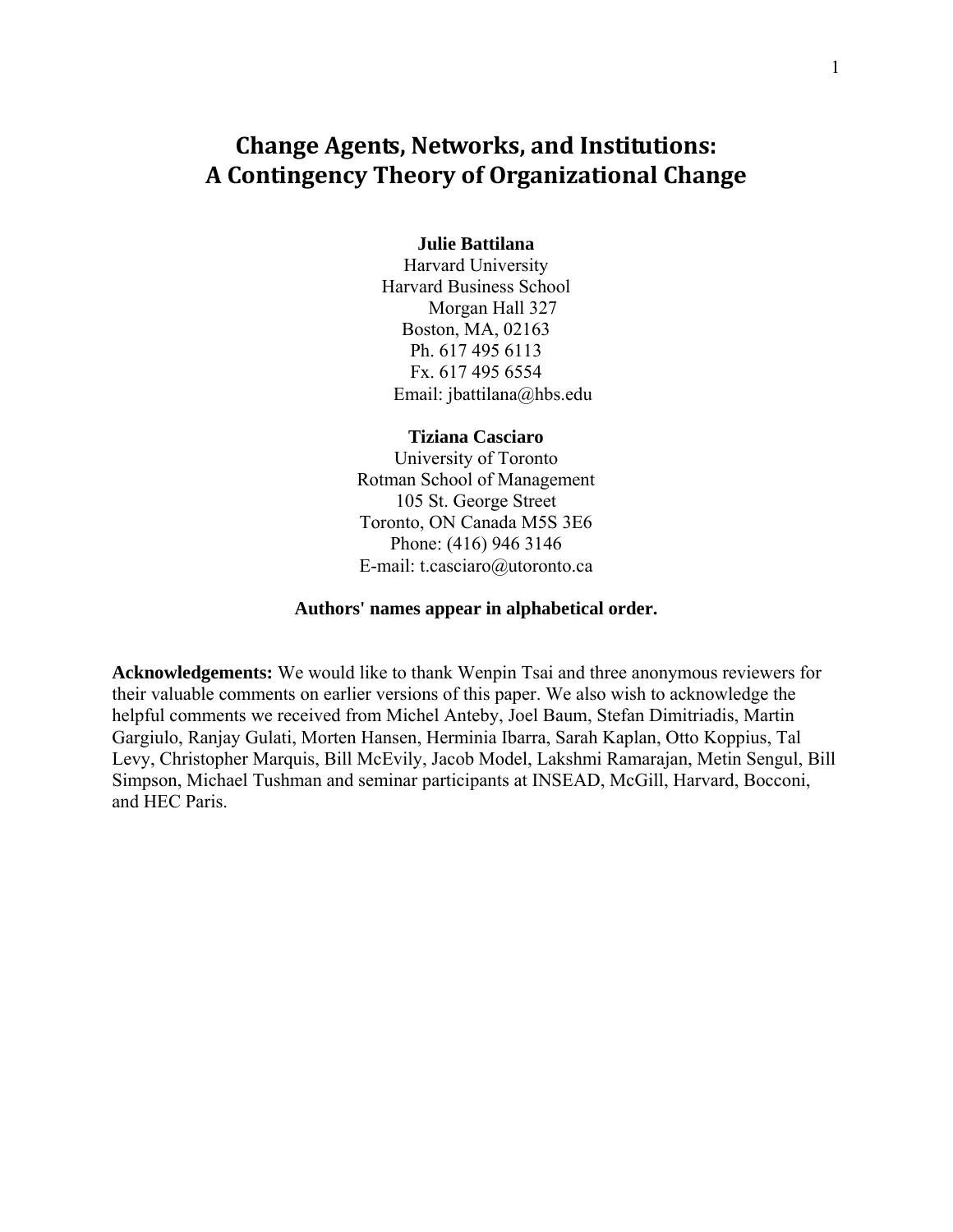# Change Agents, Networks, and Institutions: A Contingency Theory of Organizational Change

**Julie Battilana**
Harvard University
Harvard Business School
Morgan Hall 327
Boston, MA, 02163
Ph. 617 495 6113
Fx. 617 495 6554
Email: jbattilana@hbs.edu

**Tiziana Casciaro**
University of Toronto
Rotman School of Management
105 St. George Street
Toronto, ON Canada M5S 3E6
Phone: (416) 946 3146
E-mail: t.casciaro@utoronto.ca

**Authors' names appear in alphabetical order.**

**Acknowledgements:** We would like to thank Wenpin Tsai and three anonymous reviewers for their valuable comments on earlier versions of this paper. We also wish to acknowledge the helpful comments we received from Michel Anteby, Joel Baum, Stefan Dimitriadis, Martin Gargiulo, Ranjay Gulati, Morten Hansen, Herminia Ibarra, Sarah Kaplan, Otto Koppius, Tal Levy, Christopher Marquis, Bill McEvily, Jacob Model, Lakshmi Ramarajan, Metin Sengul, Bill Simpson, Michael Tushman and seminar participants at INSEAD, McGill, Harvard, Bocconi, and HEC Paris.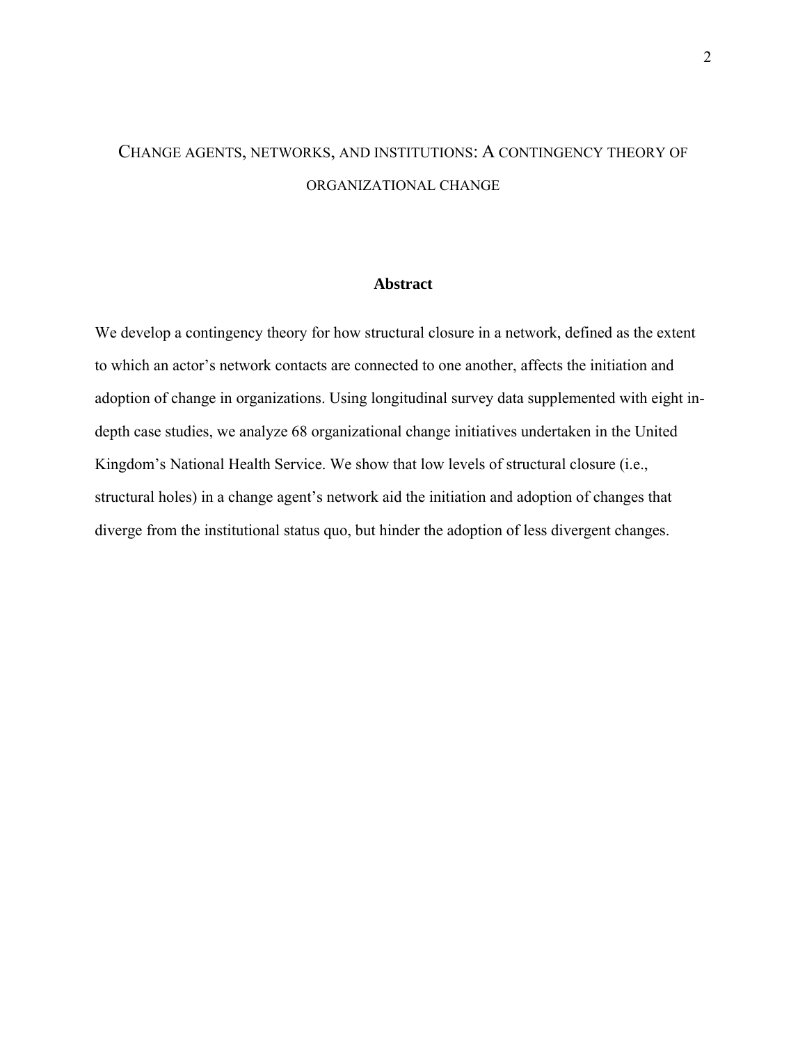# CHANGE AGENTS, NETWORKS, AND INSTITUTIONS: A CONTINGENCY THEORY OF ORGANIZATIONAL CHANGE

## Abstract

We develop a contingency theory for how structural closure in a network, defined as the extent to which an actor's network contacts are connected to one another, affects the initiation and adoption of change in organizations. Using longitudinal survey data supplemented with eight in-depth case studies, we analyze 68 organizational change initiatives undertaken in the United Kingdom's National Health Service. We show that low levels of structural closure (i.e., structural holes) in a change agent's network aid the initiation and adoption of changes that diverge from the institutional status quo, but hinder the adoption of less divergent changes.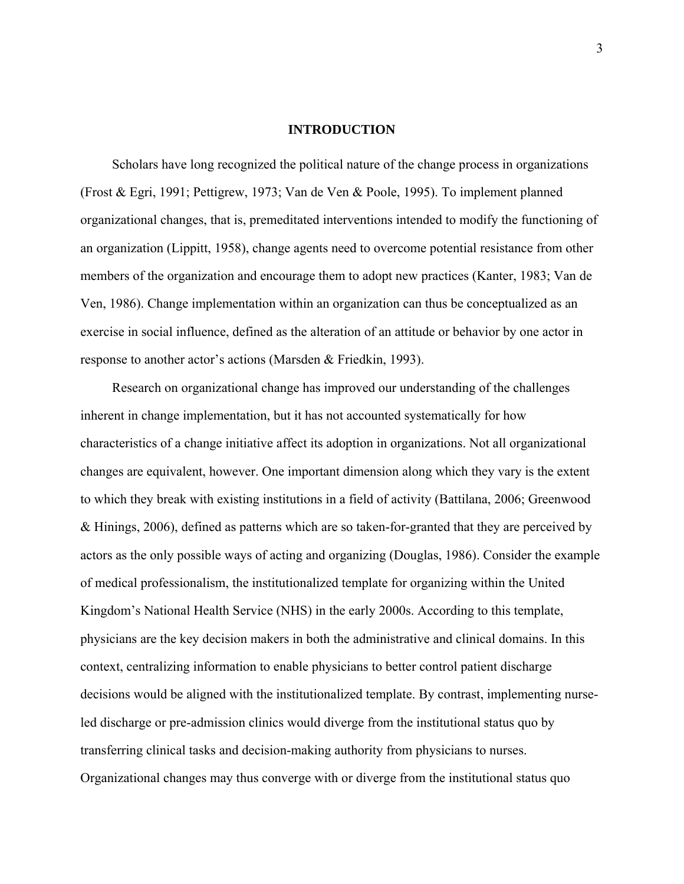## INTRODUCTION

Scholars have long recognized the political nature of the change process in organizations (Frost & Egri, 1991; Pettigrew, 1973; Van de Ven & Poole, 1995). To implement planned organizational changes, that is, premeditated interventions intended to modify the functioning of an organization (Lippitt, 1958), change agents need to overcome potential resistance from other members of the organization and encourage them to adopt new practices (Kanter, 1983; Van de Ven, 1986). Change implementation within an organization can thus be conceptualized as an exercise in social influence, defined as the alteration of an attitude or behavior by one actor in response to another actor's actions (Marsden & Friedkin, 1993).

Research on organizational change has improved our understanding of the challenges inherent in change implementation, but it has not accounted systematically for how characteristics of a change initiative affect its adoption in organizations. Not all organizational changes are equivalent, however. One important dimension along which they vary is the extent to which they break with existing institutions in a field of activity (Battilana, 2006; Greenwood & Hinings, 2006), defined as patterns which are so taken-for-granted that they are perceived by actors as the only possible ways of acting and organizing (Douglas, 1986). Consider the example of medical professionalism, the institutionalized template for organizing within the United Kingdom's National Health Service (NHS) in the early 2000s. According to this template, physicians are the key decision makers in both the administrative and clinical domains. In this context, centralizing information to enable physicians to better control patient discharge decisions would be aligned with the institutionalized template. By contrast, implementing nurse-led discharge or pre-admission clinics would diverge from the institutional status quo by transferring clinical tasks and decision-making authority from physicians to nurses. Organizational changes may thus converge with or diverge from the institutional status quo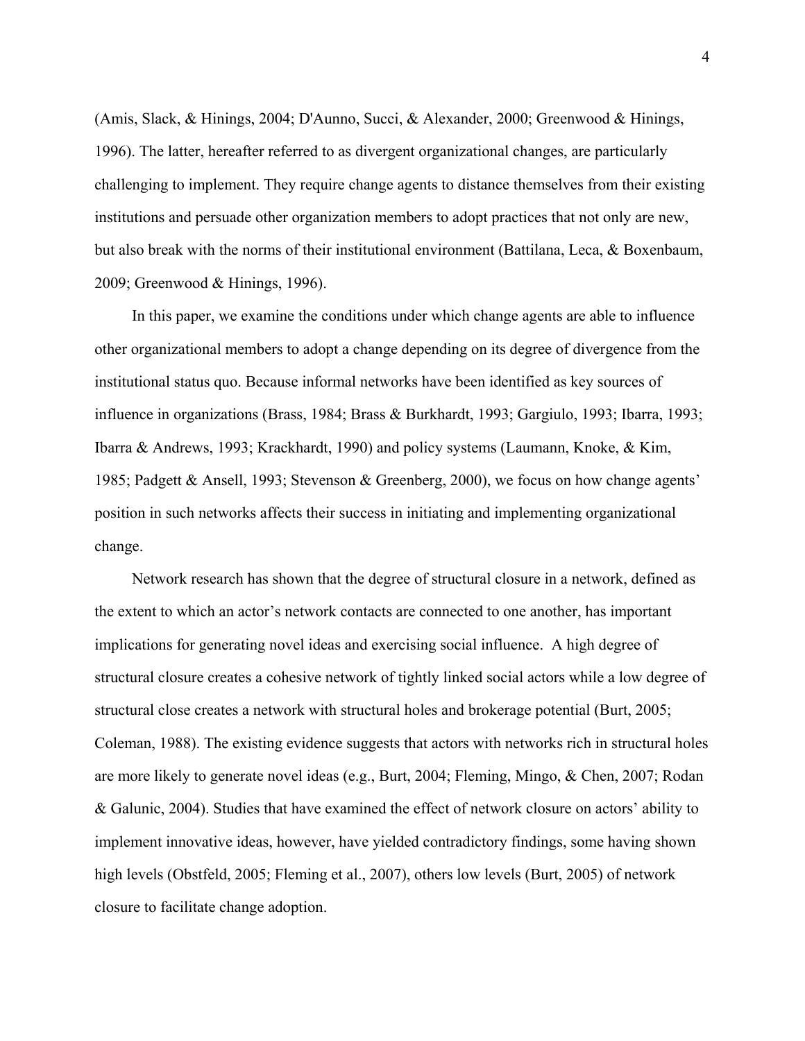(Amis, Slack, & Hinings, 2004; D'Aunno, Succi, & Alexander, 2000; Greenwood & Hinings, 1996). The latter, hereafter referred to as divergent organizational changes, are particularly challenging to implement. They require change agents to distance themselves from their existing institutions and persuade other organization members to adopt practices that not only are new, but also break with the norms of their institutional environment (Battilana, Leca, & Boxenbaum, 2009; Greenwood & Hinings, 1996).

In this paper, we examine the conditions under which change agents are able to influence other organizational members to adopt a change depending on its degree of divergence from the institutional status quo. Because informal networks have been identified as key sources of influence in organizations (Brass, 1984; Brass & Burkhardt, 1993; Gargiulo, 1993; Ibarra, 1993; Ibarra & Andrews, 1993; Krackhardt, 1990) and policy systems (Laumann, Knoke, & Kim, 1985; Padgett & Ansell, 1993; Stevenson & Greenberg, 2000), we focus on how change agents' position in such networks affects their success in initiating and implementing organizational change.

Network research has shown that the degree of structural closure in a network, defined as the extent to which an actor's network contacts are connected to one another, has important implications for generating novel ideas and exercising social influence. A high degree of structural closure creates a cohesive network of tightly linked social actors while a low degree of structural close creates a network with structural holes and brokerage potential (Burt, 2005; Coleman, 1988). The existing evidence suggests that actors with networks rich in structural holes are more likely to generate novel ideas (e.g., Burt, 2004; Fleming, Mingo, & Chen, 2007; Rodan & Galunic, 2004). Studies that have examined the effect of network closure on actors' ability to implement innovative ideas, however, have yielded contradictory findings, some having shown high levels (Obstfeld, 2005; Fleming et al., 2007), others low levels (Burt, 2005) of network closure to facilitate change adoption.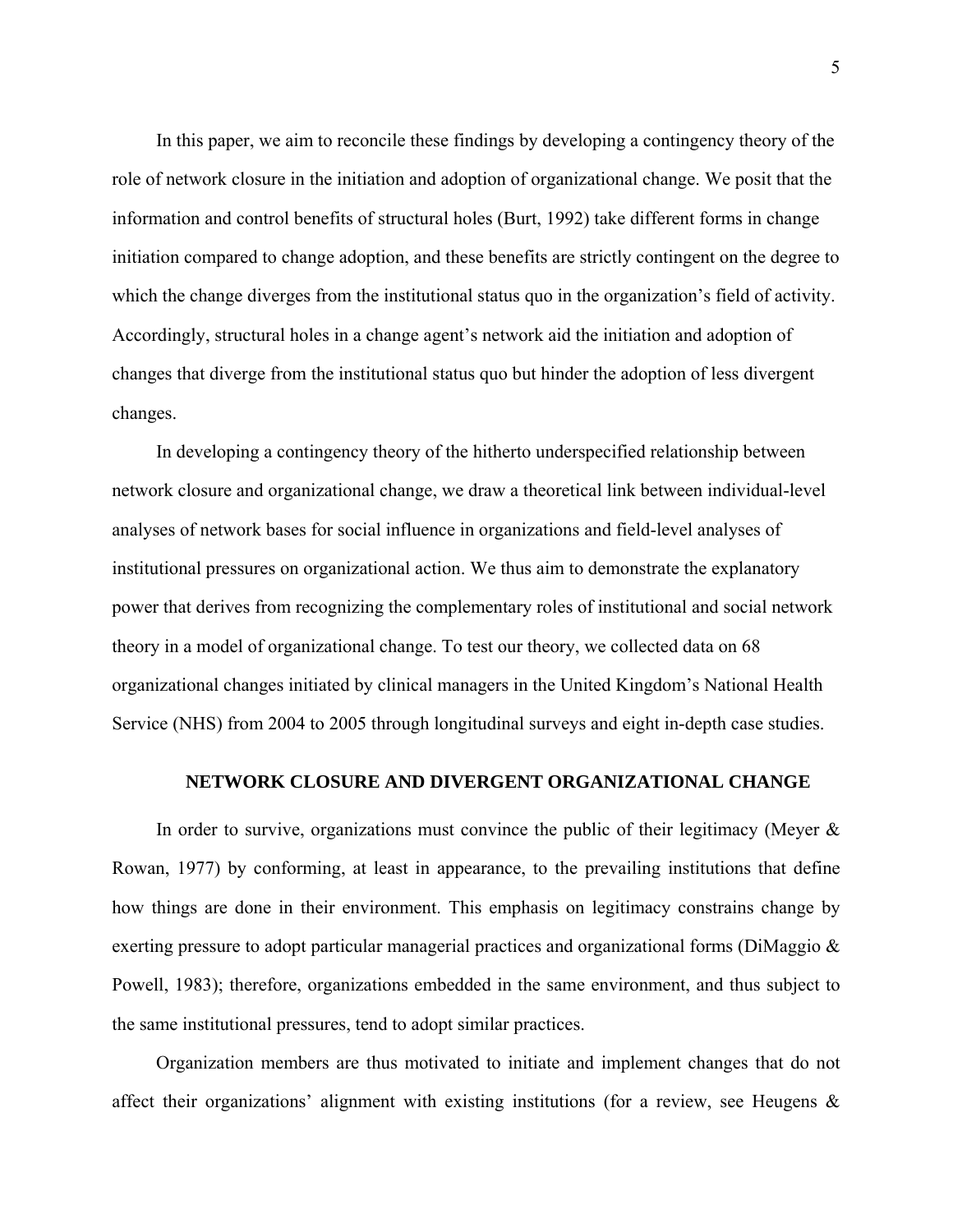In this paper, we aim to reconcile these findings by developing a contingency theory of the role of network closure in the initiation and adoption of organizational change. We posit that the information and control benefits of structural holes (Burt, 1992) take different forms in change initiation compared to change adoption, and these benefits are strictly contingent on the degree to which the change diverges from the institutional status quo in the organization's field of activity. Accordingly, structural holes in a change agent's network aid the initiation and adoption of changes that diverge from the institutional status quo but hinder the adoption of less divergent changes.

In developing a contingency theory of the hitherto underspecified relationship between network closure and organizational change, we draw a theoretical link between individual-level analyses of network bases for social influence in organizations and field-level analyses of institutional pressures on organizational action. We thus aim to demonstrate the explanatory power that derives from recognizing the complementary roles of institutional and social network theory in a model of organizational change. To test our theory, we collected data on 68 organizational changes initiated by clinical managers in the United Kingdom's National Health Service (NHS) from 2004 to 2005 through longitudinal surveys and eight in-depth case studies.

## NETWORK CLOSURE AND DIVERGENT ORGANIZATIONAL CHANGE

In order to survive, organizations must convince the public of their legitimacy (Meyer & Rowan, 1977) by conforming, at least in appearance, to the prevailing institutions that define how things are done in their environment. This emphasis on legitimacy constrains change by exerting pressure to adopt particular managerial practices and organizational forms (DiMaggio & Powell, 1983); therefore, organizations embedded in the same environment, and thus subject to the same institutional pressures, tend to adopt similar practices.

Organization members are thus motivated to initiate and implement changes that do not affect their organizations' alignment with existing institutions (for a review, see Heugens &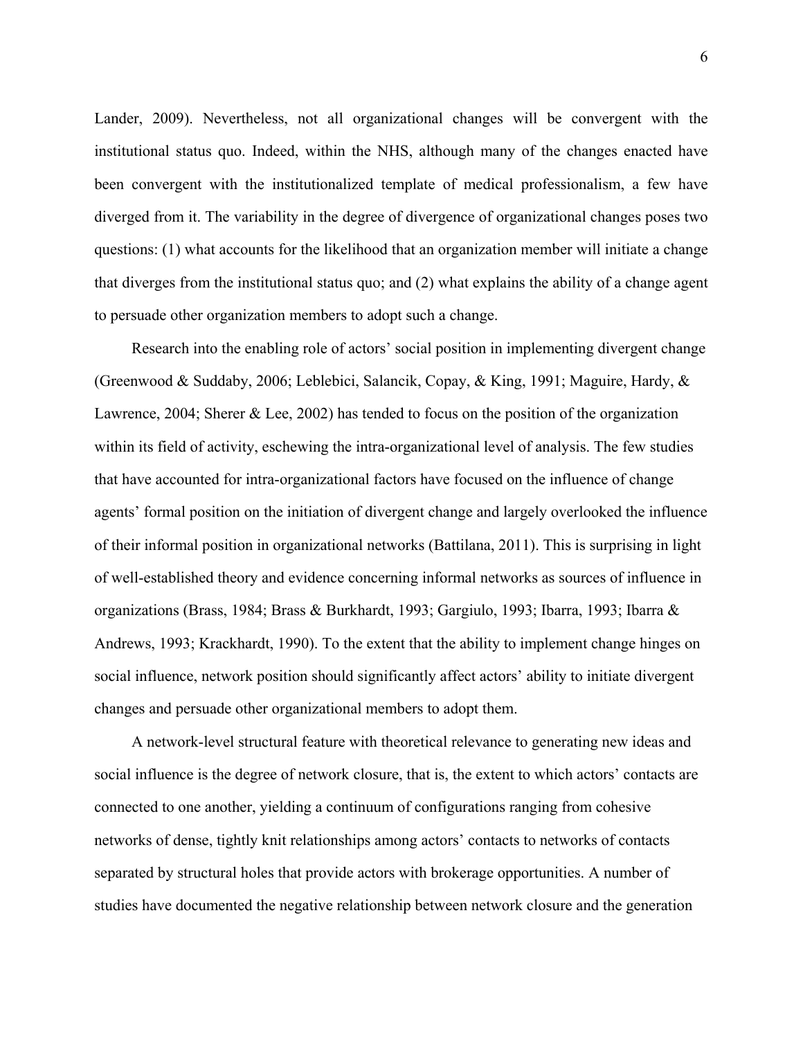Lander, 2009). Nevertheless, not all organizational changes will be convergent with the institutional status quo. Indeed, within the NHS, although many of the changes enacted have been convergent with the institutionalized template of medical professionalism, a few have diverged from it. The variability in the degree of divergence of organizational changes poses two questions: (1) what accounts for the likelihood that an organization member will initiate a change that diverges from the institutional status quo; and (2) what explains the ability of a change agent to persuade other organization members to adopt such a change.

Research into the enabling role of actors' social position in implementing divergent change (Greenwood & Suddaby, 2006; Leblebici, Salancik, Copay, & King, 1991; Maguire, Hardy, & Lawrence, 2004; Sherer & Lee, 2002) has tended to focus on the position of the organization within its field of activity, eschewing the intra-organizational level of analysis. The few studies that have accounted for intra-organizational factors have focused on the influence of change agents' formal position on the initiation of divergent change and largely overlooked the influence of their informal position in organizational networks (Battilana, 2011). This is surprising in light of well-established theory and evidence concerning informal networks as sources of influence in organizations (Brass, 1984; Brass & Burkhardt, 1993; Gargiulo, 1993; Ibarra, 1993; Ibarra & Andrews, 1993; Krackhardt, 1990). To the extent that the ability to implement change hinges on social influence, network position should significantly affect actors' ability to initiate divergent changes and persuade other organizational members to adopt them.

A network-level structural feature with theoretical relevance to generating new ideas and social influence is the degree of network closure, that is, the extent to which actors' contacts are connected to one another, yielding a continuum of configurations ranging from cohesive networks of dense, tightly knit relationships among actors' contacts to networks of contacts separated by structural holes that provide actors with brokerage opportunities. A number of studies have documented the negative relationship between network closure and the generation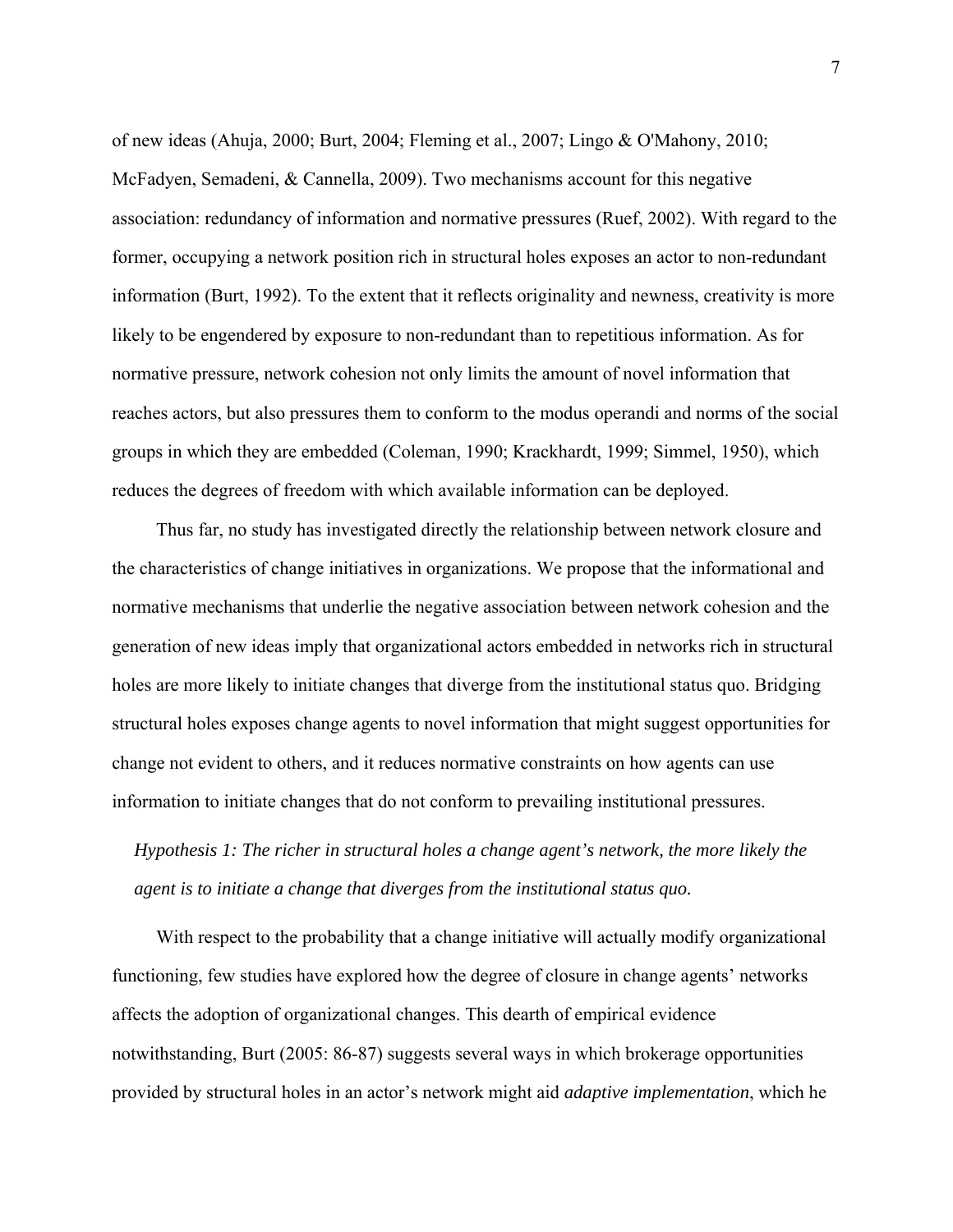of new ideas (Ahuja, 2000; Burt, 2004; Fleming et al., 2007; Lingo & O'Mahony, 2010; McFadyen, Semadeni, & Cannella, 2009). Two mechanisms account for this negative association: redundancy of information and normative pressures (Ruef, 2002). With regard to the former, occupying a network position rich in structural holes exposes an actor to non-redundant information (Burt, 1992). To the extent that it reflects originality and newness, creativity is more likely to be engendered by exposure to non-redundant than to repetitious information. As for normative pressure, network cohesion not only limits the amount of novel information that reaches actors, but also pressures them to conform to the modus operandi and norms of the social groups in which they are embedded (Coleman, 1990; Krackhardt, 1999; Simmel, 1950), which reduces the degrees of freedom with which available information can be deployed.

Thus far, no study has investigated directly the relationship between network closure and the characteristics of change initiatives in organizations. We propose that the informational and normative mechanisms that underlie the negative association between network cohesion and the generation of new ideas imply that organizational actors embedded in networks rich in structural holes are more likely to initiate changes that diverge from the institutional status quo. Bridging structural holes exposes change agents to novel information that might suggest opportunities for change not evident to others, and it reduces normative constraints on how agents can use information to initiate changes that do not conform to prevailing institutional pressures.

*Hypothesis 1: The richer in structural holes a change agent's network, the more likely the agent is to initiate a change that diverges from the institutional status quo.*

With respect to the probability that a change initiative will actually modify organizational functioning, few studies have explored how the degree of closure in change agents' networks affects the adoption of organizational changes. This dearth of empirical evidence notwithstanding, Burt (2005: 86-87) suggests several ways in which brokerage opportunities provided by structural holes in an actor's network might aid *adaptive implementation*, which he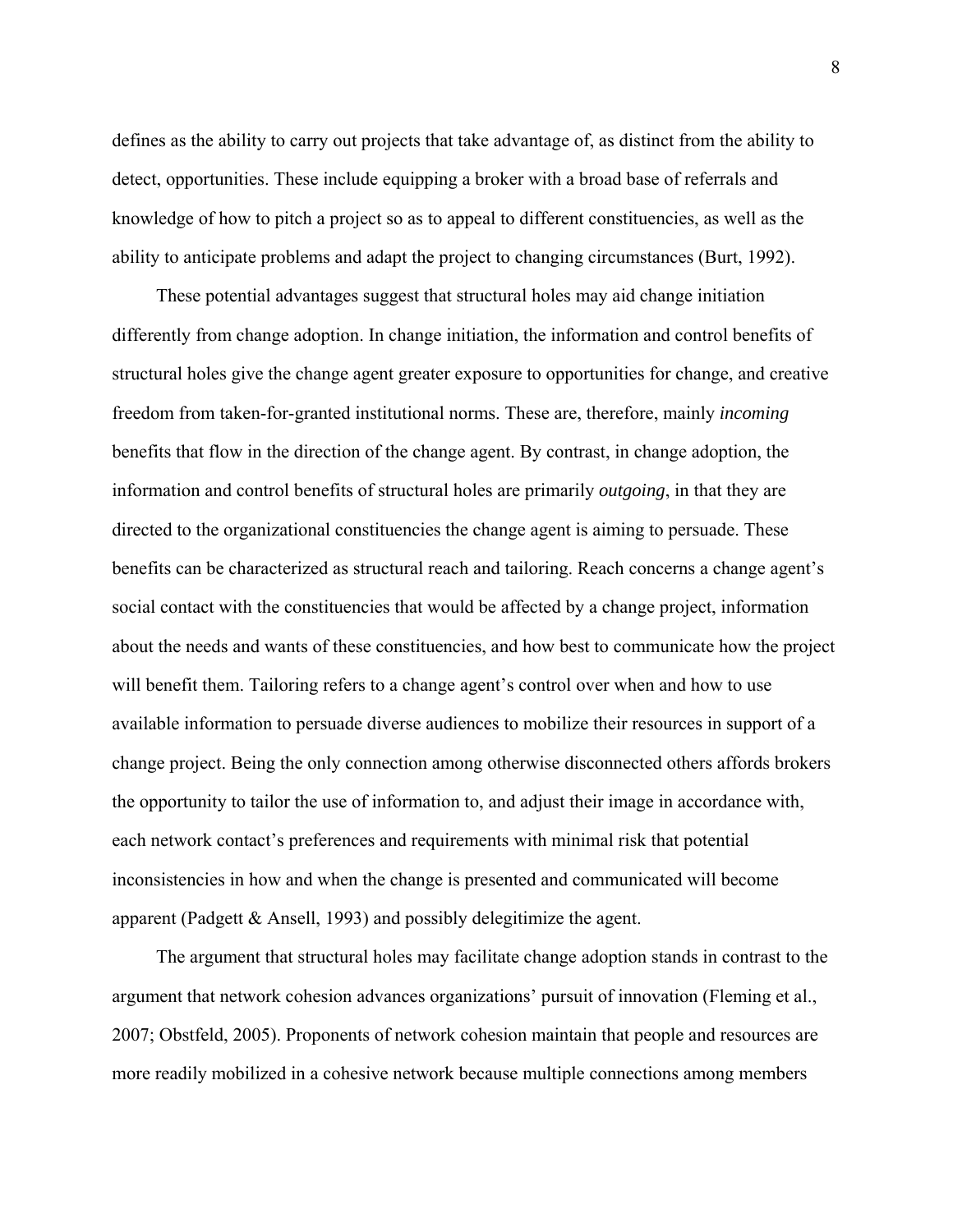defines as the ability to carry out projects that take advantage of, as distinct from the ability to detect, opportunities. These include equipping a broker with a broad base of referrals and knowledge of how to pitch a project so as to appeal to different constituencies, as well as the ability to anticipate problems and adapt the project to changing circumstances (Burt, 1992).

These potential advantages suggest that structural holes may aid change initiation differently from change adoption. In change initiation, the information and control benefits of structural holes give the change agent greater exposure to opportunities for change, and creative freedom from taken-for-granted institutional norms. These are, therefore, mainly *incoming* benefits that flow in the direction of the change agent. By contrast, in change adoption, the information and control benefits of structural holes are primarily *outgoing*, in that they are directed to the organizational constituencies the change agent is aiming to persuade. These benefits can be characterized as structural reach and tailoring. Reach concerns a change agent's social contact with the constituencies that would be affected by a change project, information about the needs and wants of these constituencies, and how best to communicate how the project will benefit them. Tailoring refers to a change agent's control over when and how to use available information to persuade diverse audiences to mobilize their resources in support of a change project. Being the only connection among otherwise disconnected others affords brokers the opportunity to tailor the use of information to, and adjust their image in accordance with, each network contact's preferences and requirements with minimal risk that potential inconsistencies in how and when the change is presented and communicated will become apparent (Padgett & Ansell, 1993) and possibly delegitimize the agent.

The argument that structural holes may facilitate change adoption stands in contrast to the argument that network cohesion advances organizations' pursuit of innovation (Fleming et al., 2007; Obstfeld, 2005). Proponents of network cohesion maintain that people and resources are more readily mobilized in a cohesive network because multiple connections among members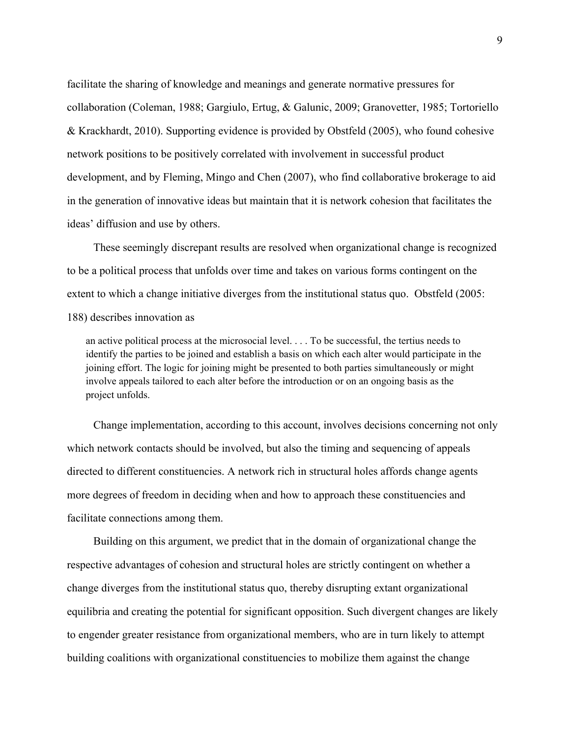facilitate the sharing of knowledge and meanings and generate normative pressures for collaboration (Coleman, 1988; Gargiulo, Ertug, & Galunic, 2009; Granovetter, 1985; Tortoriello & Krackhardt, 2010). Supporting evidence is provided by Obstfeld (2005), who found cohesive network positions to be positively correlated with involvement in successful product development, and by Fleming, Mingo and Chen (2007), who find collaborative brokerage to aid in the generation of innovative ideas but maintain that it is network cohesion that facilitates the ideas' diffusion and use by others.

These seemingly discrepant results are resolved when organizational change is recognized to be a political process that unfolds over time and takes on various forms contingent on the extent to which a change initiative diverges from the institutional status quo. Obstfeld (2005: 188) describes innovation as

> an active political process at the microsocial level. . . . To be successful, the tertius needs to identify the parties to be joined and establish a basis on which each alter would participate in the joining effort. The logic for joining might be presented to both parties simultaneously or might involve appeals tailored to each alter before the introduction or on an ongoing basis as the project unfolds.

Change implementation, according to this account, involves decisions concerning not only which network contacts should be involved, but also the timing and sequencing of appeals directed to different constituencies. A network rich in structural holes affords change agents more degrees of freedom in deciding when and how to approach these constituencies and facilitate connections among them.

Building on this argument, we predict that in the domain of organizational change the respective advantages of cohesion and structural holes are strictly contingent on whether a change diverges from the institutional status quo, thereby disrupting extant organizational equilibria and creating the potential for significant opposition. Such divergent changes are likely to engender greater resistance from organizational members, who are in turn likely to attempt building coalitions with organizational constituencies to mobilize them against the change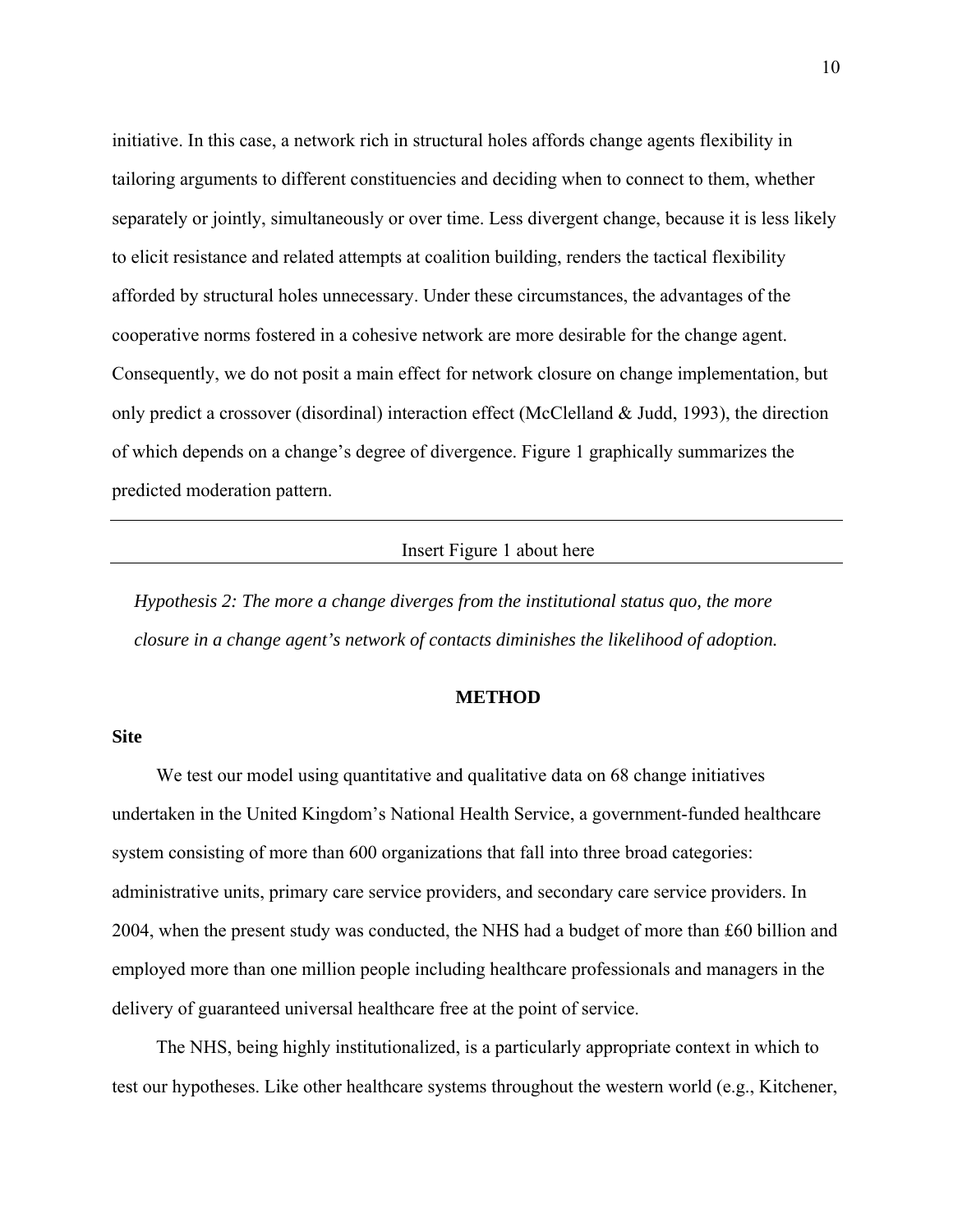initiative. In this case, a network rich in structural holes affords change agents flexibility in tailoring arguments to different constituencies and deciding when to connect to them, whether separately or jointly, simultaneously or over time. Less divergent change, because it is less likely to elicit resistance and related attempts at coalition building, renders the tactical flexibility afforded by structural holes unnecessary. Under these circumstances, the advantages of the cooperative norms fostered in a cohesive network are more desirable for the change agent. Consequently, we do not posit a main effect for network closure on change implementation, but only predict a crossover (disordinal) interaction effect (McClelland & Judd, 1993), the direction of which depends on a change's degree of divergence. Figure 1 graphically summarizes the predicted moderation pattern.

---

Insert Figure 1 about here

---

*Hypothesis 2: The more a change diverges from the institutional status quo, the more closure in a change agent's network of contacts diminishes the likelihood of adoption.*

## METHOD

### Site

We test our model using quantitative and qualitative data on 68 change initiatives undertaken in the United Kingdom's National Health Service, a government-funded healthcare system consisting of more than 600 organizations that fall into three broad categories: administrative units, primary care service providers, and secondary care service providers. In 2004, when the present study was conducted, the NHS had a budget of more than £60 billion and employed more than one million people including healthcare professionals and managers in the delivery of guaranteed universal healthcare free at the point of service.

The NHS, being highly institutionalized, is a particularly appropriate context in which to test our hypotheses. Like other healthcare systems throughout the western world (e.g., Kitchener,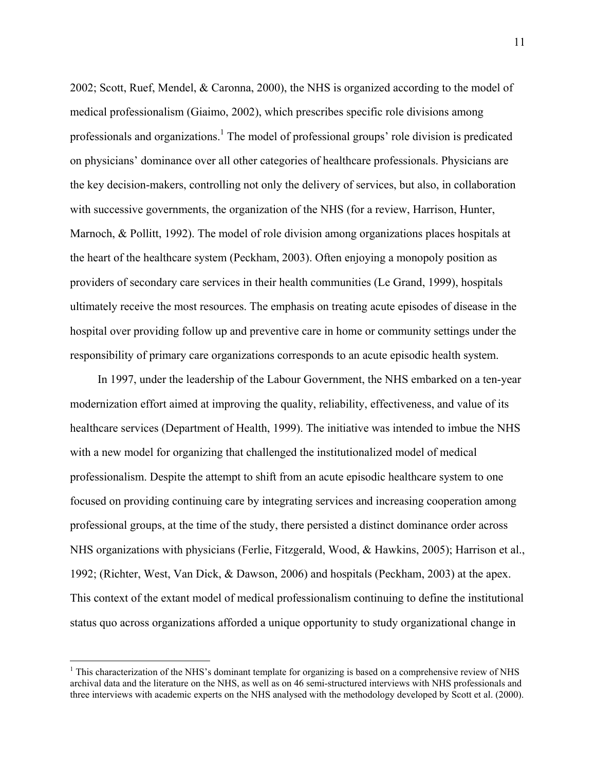2002; Scott, Ruef, Mendel, & Caronna, 2000), the NHS is organized according to the model of medical professionalism (Giaimo, 2002), which prescribes specific role divisions among professionals and organizations.[1] The model of professional groups' role division is predicated on physicians' dominance over all other categories of healthcare professionals. Physicians are the key decision-makers, controlling not only the delivery of services, but also, in collaboration with successive governments, the organization of the NHS (for a review, Harrison, Hunter, Marnoch, & Pollitt, 1992). The model of role division among organizations places hospitals at the heart of the healthcare system (Peckham, 2003). Often enjoying a monopoly position as providers of secondary care services in their health communities (Le Grand, 1999), hospitals ultimately receive the most resources. The emphasis on treating acute episodes of disease in the hospital over providing follow up and preventive care in home or community settings under the responsibility of primary care organizations corresponds to an acute episodic health system.

In 1997, under the leadership of the Labour Government, the NHS embarked on a ten-year modernization effort aimed at improving the quality, reliability, effectiveness, and value of its healthcare services (Department of Health, 1999). The initiative was intended to imbue the NHS with a new model for organizing that challenged the institutionalized model of medical professionalism. Despite the attempt to shift from an acute episodic healthcare system to one focused on providing continuing care by integrating services and increasing cooperation among professional groups, at the time of the study, there persisted a distinct dominance order across NHS organizations with physicians (Ferlie, Fitzgerald, Wood, & Hawkins, 2005); Harrison et al., 1992; (Richter, West, Van Dick, & Dawson, 2006) and hospitals (Peckham, 2003) at the apex. This context of the extant model of medical professionalism continuing to define the institutional status quo across organizations afforded a unique opportunity to study organizational change in

---

[1] This characterization of the NHS's dominant template for organizing is based on a comprehensive review of NHS archival data and the literature on the NHS, as well as on 46 semi-structured interviews with NHS professionals and three interviews with academic experts on the NHS analysed with the methodology developed by Scott et al. (2000).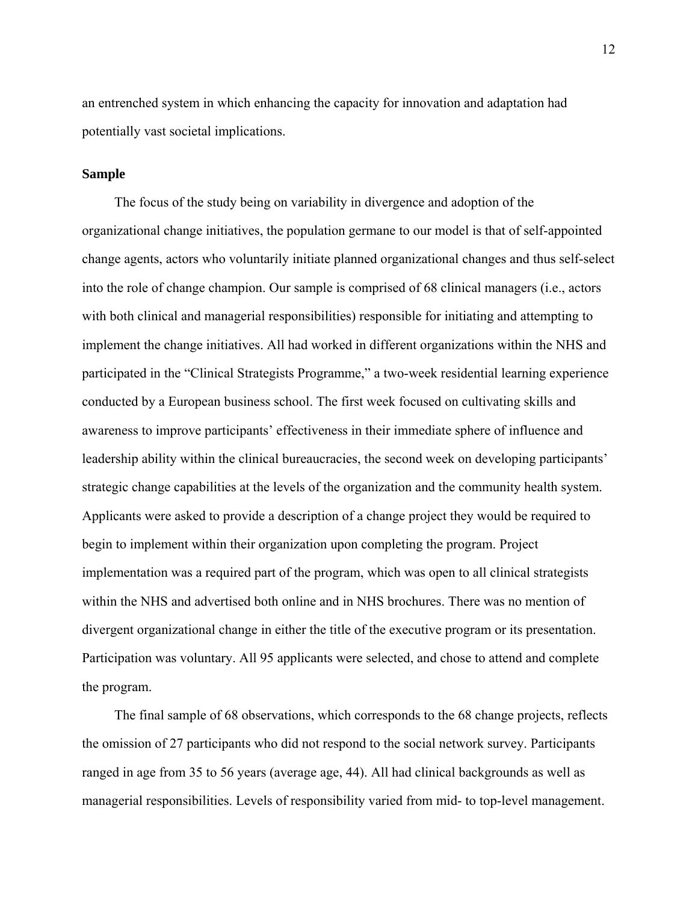an entrenched system in which enhancing the capacity for innovation and adaptation had potentially vast societal implications.

### Sample

The focus of the study being on variability in divergence and adoption of the organizational change initiatives, the population germane to our model is that of self-appointed change agents, actors who voluntarily initiate planned organizational changes and thus self-select into the role of change champion. Our sample is comprised of 68 clinical managers (i.e., actors with both clinical and managerial responsibilities) responsible for initiating and attempting to implement the change initiatives. All had worked in different organizations within the NHS and participated in the "Clinical Strategists Programme," a two-week residential learning experience conducted by a European business school. The first week focused on cultivating skills and awareness to improve participants' effectiveness in their immediate sphere of influence and leadership ability within the clinical bureaucracies, the second week on developing participants' strategic change capabilities at the levels of the organization and the community health system. Applicants were asked to provide a description of a change project they would be required to begin to implement within their organization upon completing the program. Project implementation was a required part of the program, which was open to all clinical strategists within the NHS and advertised both online and in NHS brochures. There was no mention of divergent organizational change in either the title of the executive program or its presentation. Participation was voluntary. All 95 applicants were selected, and chose to attend and complete the program.

The final sample of 68 observations, which corresponds to the 68 change projects, reflects the omission of 27 participants who did not respond to the social network survey. Participants ranged in age from 35 to 56 years (average age, 44). All had clinical backgrounds as well as managerial responsibilities. Levels of responsibility varied from mid- to top-level management.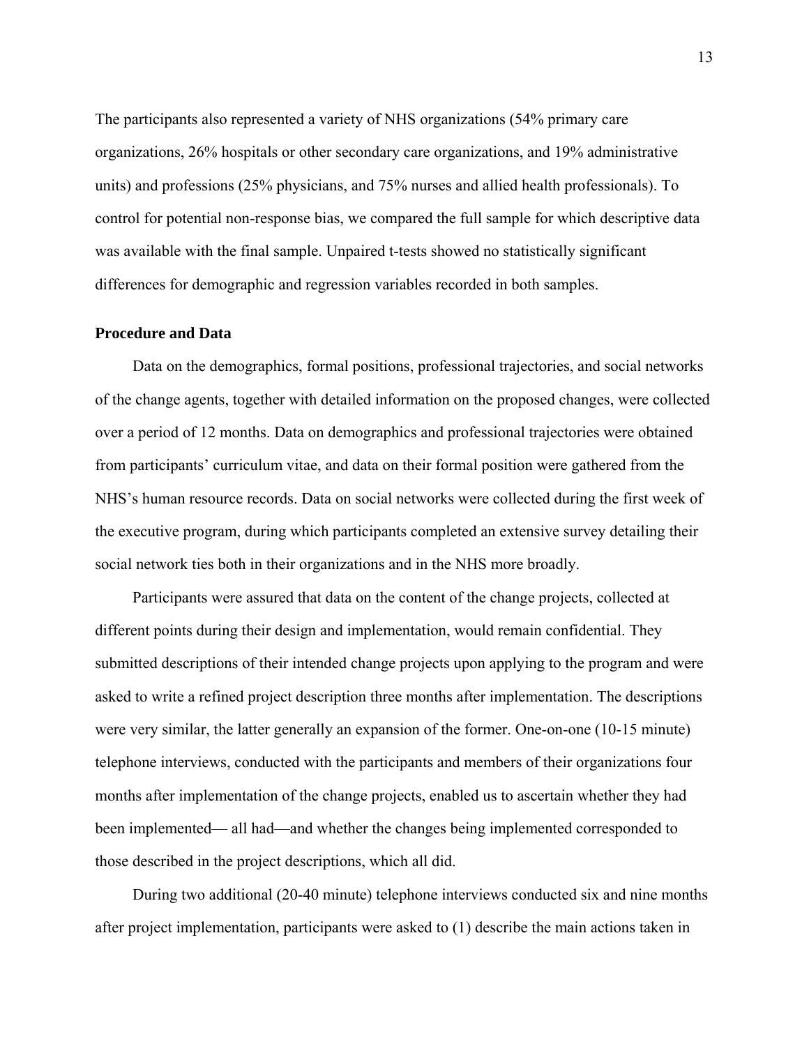The participants also represented a variety of NHS organizations (54% primary care organizations, 26% hospitals or other secondary care organizations, and 19% administrative units) and professions (25% physicians, and 75% nurses and allied health professionals). To control for potential non-response bias, we compared the full sample for which descriptive data was available with the final sample. Unpaired t-tests showed no statistically significant differences for demographic and regression variables recorded in both samples.

**Procedure and Data**

Data on the demographics, formal positions, professional trajectories, and social networks of the change agents, together with detailed information on the proposed changes, were collected over a period of 12 months. Data on demographics and professional trajectories were obtained from participants' curriculum vitae, and data on their formal position were gathered from the NHS's human resource records. Data on social networks were collected during the first week of the executive program, during which participants completed an extensive survey detailing their social network ties both in their organizations and in the NHS more broadly.

Participants were assured that data on the content of the change projects, collected at different points during their design and implementation, would remain confidential. They submitted descriptions of their intended change projects upon applying to the program and were asked to write a refined project description three months after implementation. The descriptions were very similar, the latter generally an expansion of the former. One-on-one (10-15 minute) telephone interviews, conducted with the participants and members of their organizations four months after implementation of the change projects, enabled us to ascertain whether they had been implemented— all had—and whether the changes being implemented corresponded to those described in the project descriptions, which all did.

During two additional (20-40 minute) telephone interviews conducted six and nine months after project implementation, participants were asked to (1) describe the main actions taken in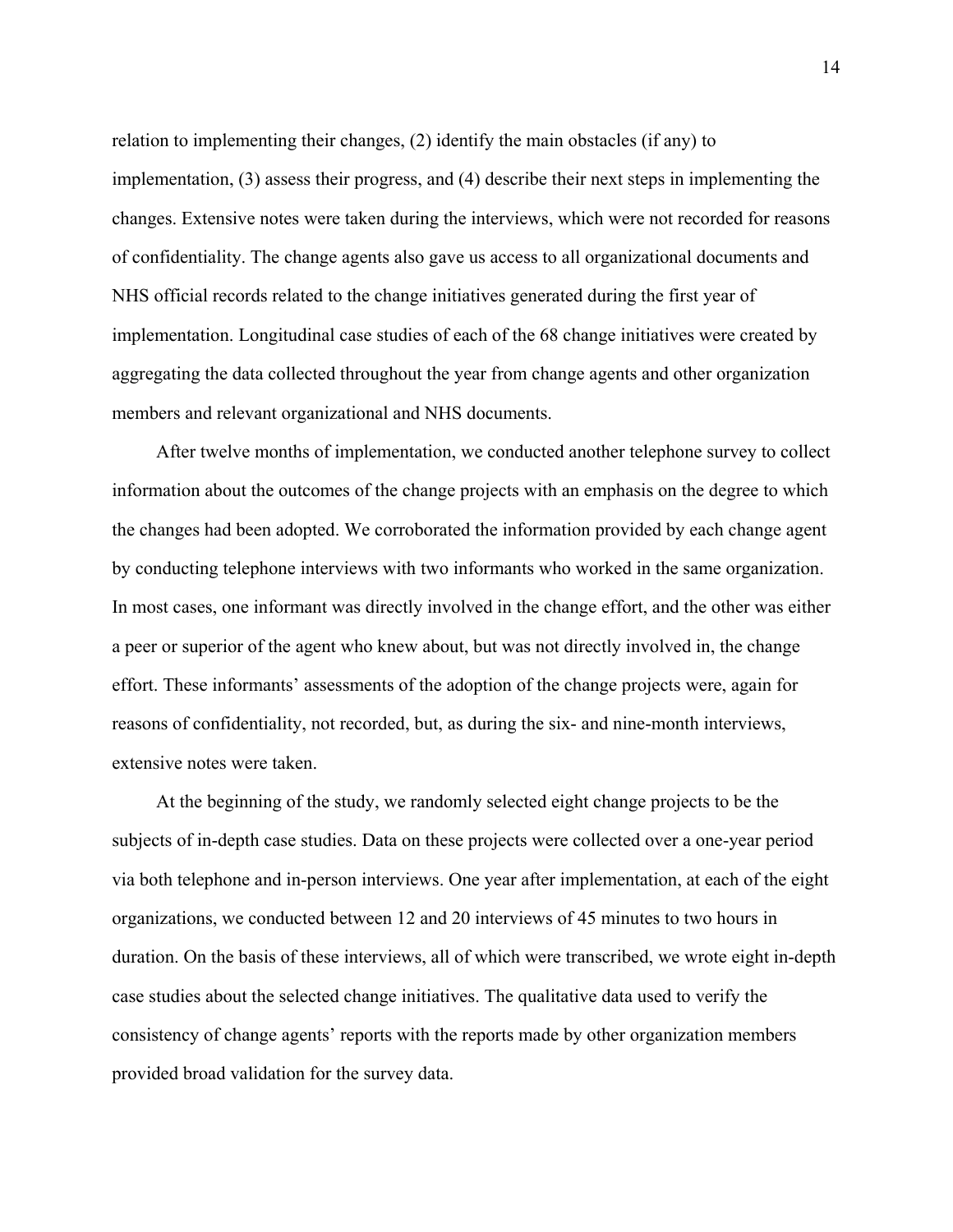relation to implementing their changes, (2) identify the main obstacles (if any) to implementation, (3) assess their progress, and (4) describe their next steps in implementing the changes. Extensive notes were taken during the interviews, which were not recorded for reasons of confidentiality. The change agents also gave us access to all organizational documents and NHS official records related to the change initiatives generated during the first year of implementation. Longitudinal case studies of each of the 68 change initiatives were created by aggregating the data collected throughout the year from change agents and other organization members and relevant organizational and NHS documents.

After twelve months of implementation, we conducted another telephone survey to collect information about the outcomes of the change projects with an emphasis on the degree to which the changes had been adopted. We corroborated the information provided by each change agent by conducting telephone interviews with two informants who worked in the same organization. In most cases, one informant was directly involved in the change effort, and the other was either a peer or superior of the agent who knew about, but was not directly involved in, the change effort. These informants' assessments of the adoption of the change projects were, again for reasons of confidentiality, not recorded, but, as during the six- and nine-month interviews, extensive notes were taken.

At the beginning of the study, we randomly selected eight change projects to be the subjects of in-depth case studies. Data on these projects were collected over a one-year period via both telephone and in-person interviews. One year after implementation, at each of the eight organizations, we conducted between 12 and 20 interviews of 45 minutes to two hours in duration. On the basis of these interviews, all of which were transcribed, we wrote eight in-depth case studies about the selected change initiatives. The qualitative data used to verify the consistency of change agents' reports with the reports made by other organization members provided broad validation for the survey data.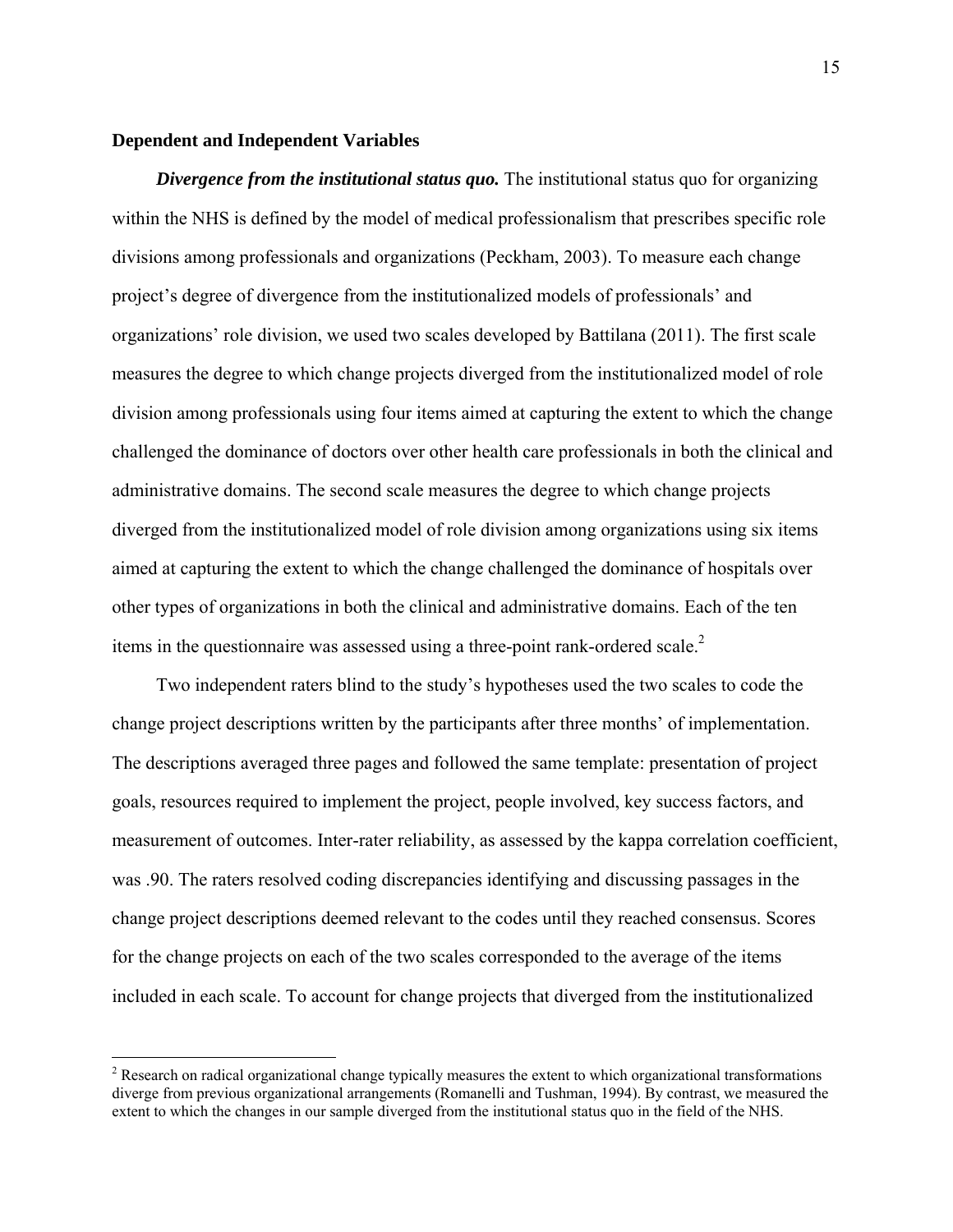**Dependent and Independent Variables**

***Divergence from the institutional status quo.*** The institutional status quo for organizing within the NHS is defined by the model of medical professionalism that prescribes specific role divisions among professionals and organizations (Peckham, 2003). To measure each change project's degree of divergence from the institutionalized models of professionals' and organizations' role division, we used two scales developed by Battilana (2011). The first scale measures the degree to which change projects diverged from the institutionalized model of role division among professionals using four items aimed at capturing the extent to which the change challenged the dominance of doctors over other health care professionals in both the clinical and administrative domains. The second scale measures the degree to which change projects diverged from the institutionalized model of role division among organizations using six items aimed at capturing the extent to which the change challenged the dominance of hospitals over other types of organizations in both the clinical and administrative domains. Each of the ten items in the questionnaire was assessed using a three-point rank-ordered scale.[2]

Two independent raters blind to the study's hypotheses used the two scales to code the change project descriptions written by the participants after three months' of implementation. The descriptions averaged three pages and followed the same template: presentation of project goals, resources required to implement the project, people involved, key success factors, and measurement of outcomes. Inter-rater reliability, as assessed by the kappa correlation coefficient, was .90. The raters resolved coding discrepancies identifying and discussing passages in the change project descriptions deemed relevant to the codes until they reached consensus. Scores for the change projects on each of the two scales corresponded to the average of the items included in each scale. To account for change projects that diverged from the institutionalized

[2] Research on radical organizational change typically measures the extent to which organizational transformations diverge from previous organizational arrangements (Romanelli and Tushman, 1994). By contrast, we measured the extent to which the changes in our sample diverged from the institutional status quo in the field of the NHS.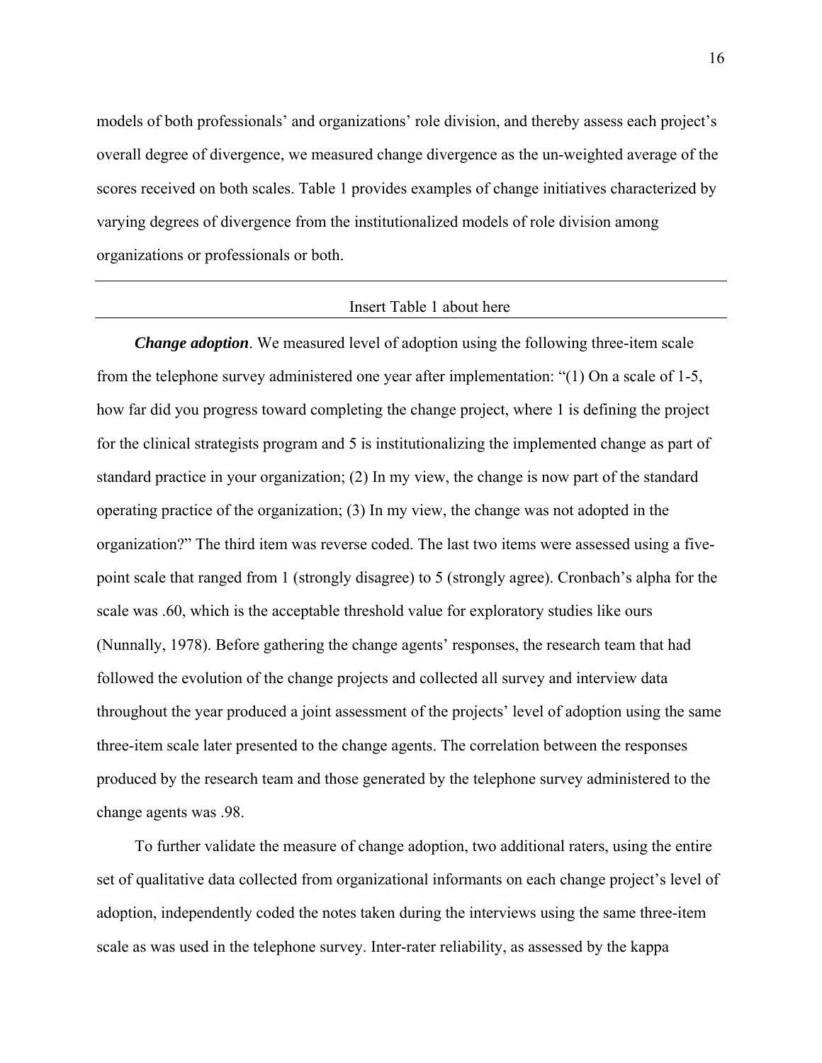models of both professionals' and organizations' role division, and thereby assess each project's overall degree of divergence, we measured change divergence as the un-weighted average of the scores received on both scales. Table 1 provides examples of change initiatives characterized by varying degrees of divergence from the institutionalized models of role division among organizations or professionals or both.

---

Insert Table 1 about here

---

***Change adoption***. We measured level of adoption using the following three-item scale from the telephone survey administered one year after implementation: "(1) On a scale of 1-5, how far did you progress toward completing the change project, where 1 is defining the project for the clinical strategists program and 5 is institutionalizing the implemented change as part of standard practice in your organization; (2) In my view, the change is now part of the standard operating practice of the organization; (3) In my view, the change was not adopted in the organization?" The third item was reverse coded. The last two items were assessed using a five-point scale that ranged from 1 (strongly disagree) to 5 (strongly agree). Cronbach's alpha for the scale was .60, which is the acceptable threshold value for exploratory studies like ours (Nunnally, 1978). Before gathering the change agents' responses, the research team that had followed the evolution of the change projects and collected all survey and interview data throughout the year produced a joint assessment of the projects' level of adoption using the same three-item scale later presented to the change agents. The correlation between the responses produced by the research team and those generated by the telephone survey administered to the change agents was .98.

To further validate the measure of change adoption, two additional raters, using the entire set of qualitative data collected from organizational informants on each change project's level of adoption, independently coded the notes taken during the interviews using the same three-item scale as was used in the telephone survey. Inter-rater reliability, as assessed by the kappa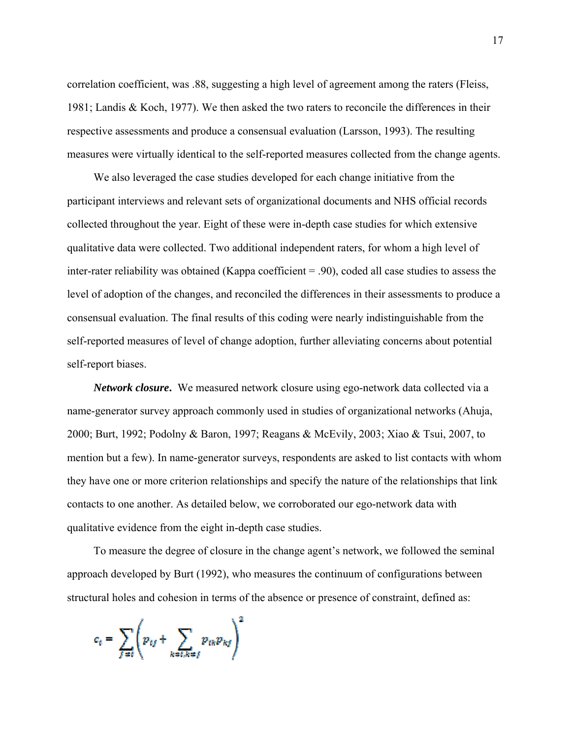correlation coefficient, was .88, suggesting a high level of agreement among the raters (Fleiss, 1981; Landis & Koch, 1977). We then asked the two raters to reconcile the differences in their respective assessments and produce a consensual evaluation (Larsson, 1993). The resulting measures were virtually identical to the self-reported measures collected from the change agents.

We also leveraged the case studies developed for each change initiative from the participant interviews and relevant sets of organizational documents and NHS official records collected throughout the year. Eight of these were in-depth case studies for which extensive qualitative data were collected. Two additional independent raters, for whom a high level of inter-rater reliability was obtained (Kappa coefficient = .90), coded all case studies to assess the level of adoption of the changes, and reconciled the differences in their assessments to produce a consensual evaluation. The final results of this coding were nearly indistinguishable from the self-reported measures of level of change adoption, further alleviating concerns about potential self-report biases.

***Network closure***. We measured network closure using ego-network data collected via a name-generator survey approach commonly used in studies of organizational networks (Ahuja, 2000; Burt, 1992; Podolny & Baron, 1997; Reagans & McEvily, 2003; Xiao & Tsui, 2007, to mention but a few). In name-generator surveys, respondents are asked to list contacts with whom they have one or more criterion relationships and specify the nature of the relationships that link contacts to one another. As detailed below, we corroborated our ego-network data with qualitative evidence from the eight in-depth case studies.

To measure the degree of closure in the change agent's network, we followed the seminal approach developed by Burt (1992), who measures the continuum of configurations between structural holes and cohesion in terms of the absence or presence of constraint, defined as:

$$c_i = \sum_{j \neq i} \left( p_{ij} + \sum_{k \neq i, k \neq j} p_{ik} p_{kj} \right)^2$$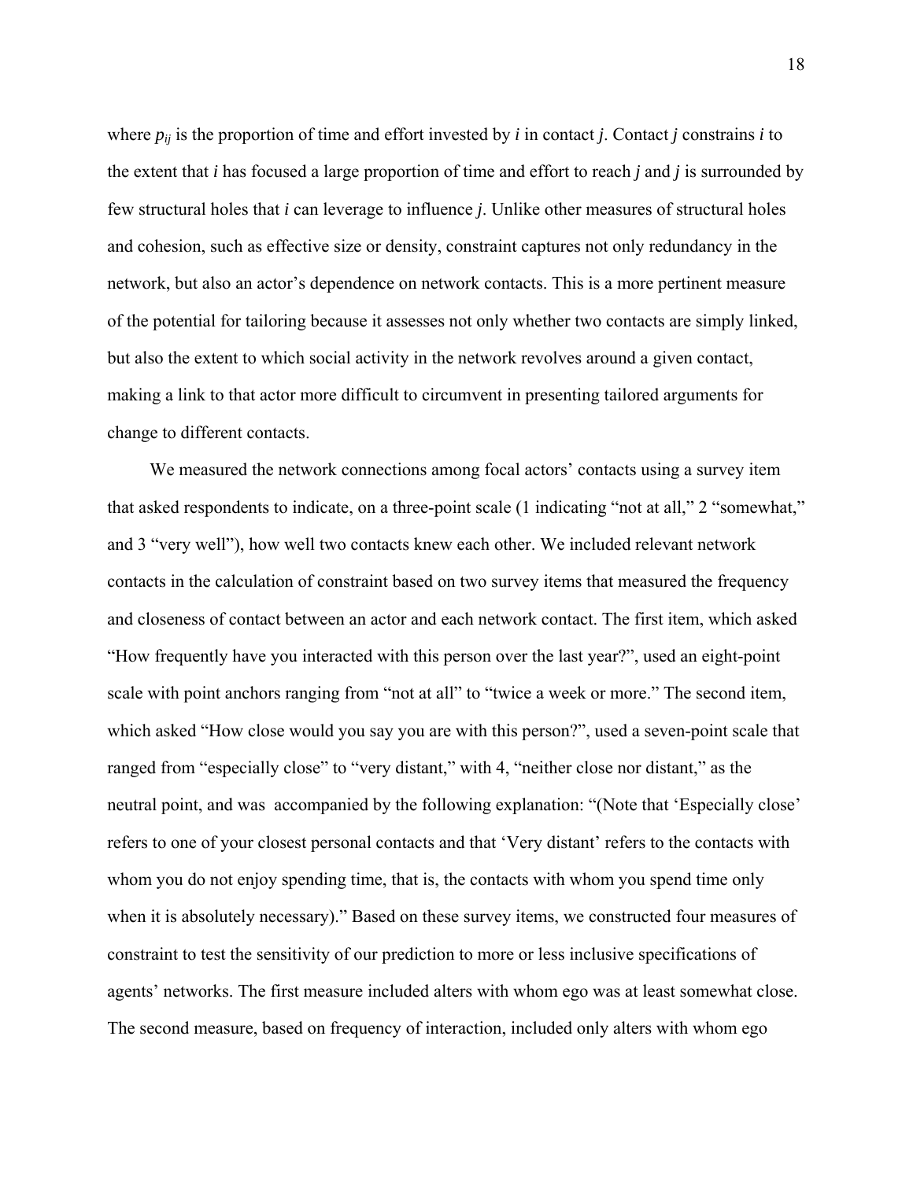where $p_{ij}$ is the proportion of time and effort invested by $i$ in contact $j$. Contact $j$ constrains $i$ to the extent that $i$ has focused a large proportion of time and effort to reach $j$ and $j$ is surrounded by few structural holes that $i$ can leverage to influence $j$. Unlike other measures of structural holes and cohesion, such as effective size or density, constraint captures not only redundancy in the network, but also an actor's dependence on network contacts. This is a more pertinent measure of the potential for tailoring because it assesses not only whether two contacts are simply linked, but also the extent to which social activity in the network revolves around a given contact, making a link to that actor more difficult to circumvent in presenting tailored arguments for change to different contacts.

We measured the network connections among focal actors' contacts using a survey item that asked respondents to indicate, on a three-point scale (1 indicating "not at all," 2 "somewhat," and 3 "very well"), how well two contacts knew each other. We included relevant network contacts in the calculation of constraint based on two survey items that measured the frequency and closeness of contact between an actor and each network contact. The first item, which asked "How frequently have you interacted with this person over the last year?", used an eight-point scale with point anchors ranging from "not at all" to "twice a week or more." The second item, which asked "How close would you say you are with this person?", used a seven-point scale that ranged from "especially close" to "very distant," with 4, "neither close nor distant," as the neutral point, and was accompanied by the following explanation: "(Note that 'Especially close' refers to one of your closest personal contacts and that 'Very distant' refers to the contacts with whom you do not enjoy spending time, that is, the contacts with whom you spend time only when it is absolutely necessary)." Based on these survey items, we constructed four measures of constraint to test the sensitivity of our prediction to more or less inclusive specifications of agents' networks. The first measure included alters with whom ego was at least somewhat close. The second measure, based on frequency of interaction, included only alters with whom ego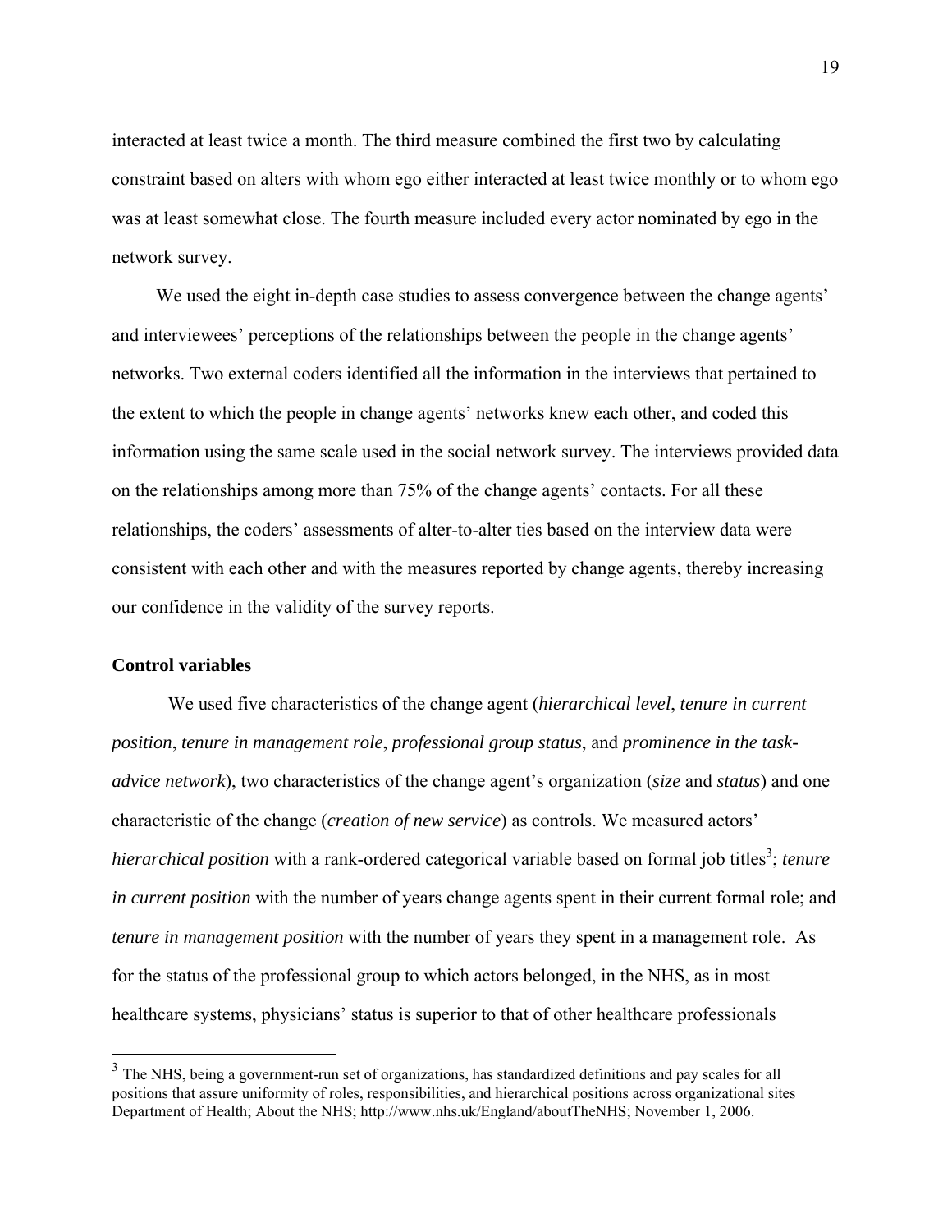interacted at least twice a month. The third measure combined the first two by calculating constraint based on alters with whom ego either interacted at least twice monthly or to whom ego was at least somewhat close. The fourth measure included every actor nominated by ego in the network survey.

We used the eight in-depth case studies to assess convergence between the change agents' and interviewees' perceptions of the relationships between the people in the change agents' networks. Two external coders identified all the information in the interviews that pertained to the extent to which the people in change agents' networks knew each other, and coded this information using the same scale used in the social network survey. The interviews provided data on the relationships among more than 75% of the change agents' contacts. For all these relationships, the coders' assessments of alter-to-alter ties based on the interview data were consistent with each other and with the measures reported by change agents, thereby increasing our confidence in the validity of the survey reports.

**Control variables**

We used five characteristics of the change agent (*hierarchical level*, *tenure in current position*, *tenure in management role*, *professional group status*, and *prominence in the task-advice network*), two characteristics of the change agent's organization (*size* and *status*) and one characteristic of the change (*creation of new service*) as controls. We measured actors' *hierarchical position* with a rank-ordered categorical variable based on formal job titles[3]; *tenure in current position* with the number of years change agents spent in their current formal role; and *tenure in management position* with the number of years they spent in a management role. As for the status of the professional group to which actors belonged, in the NHS, as in most healthcare systems, physicians' status is superior to that of other healthcare professionals

[3] The NHS, being a government-run set of organizations, has standardized definitions and pay scales for all positions that assure uniformity of roles, responsibilities, and hierarchical positions across organizational sites Department of Health; About the NHS; http://www.nhs.uk/England/aboutTheNHS; November 1, 2006.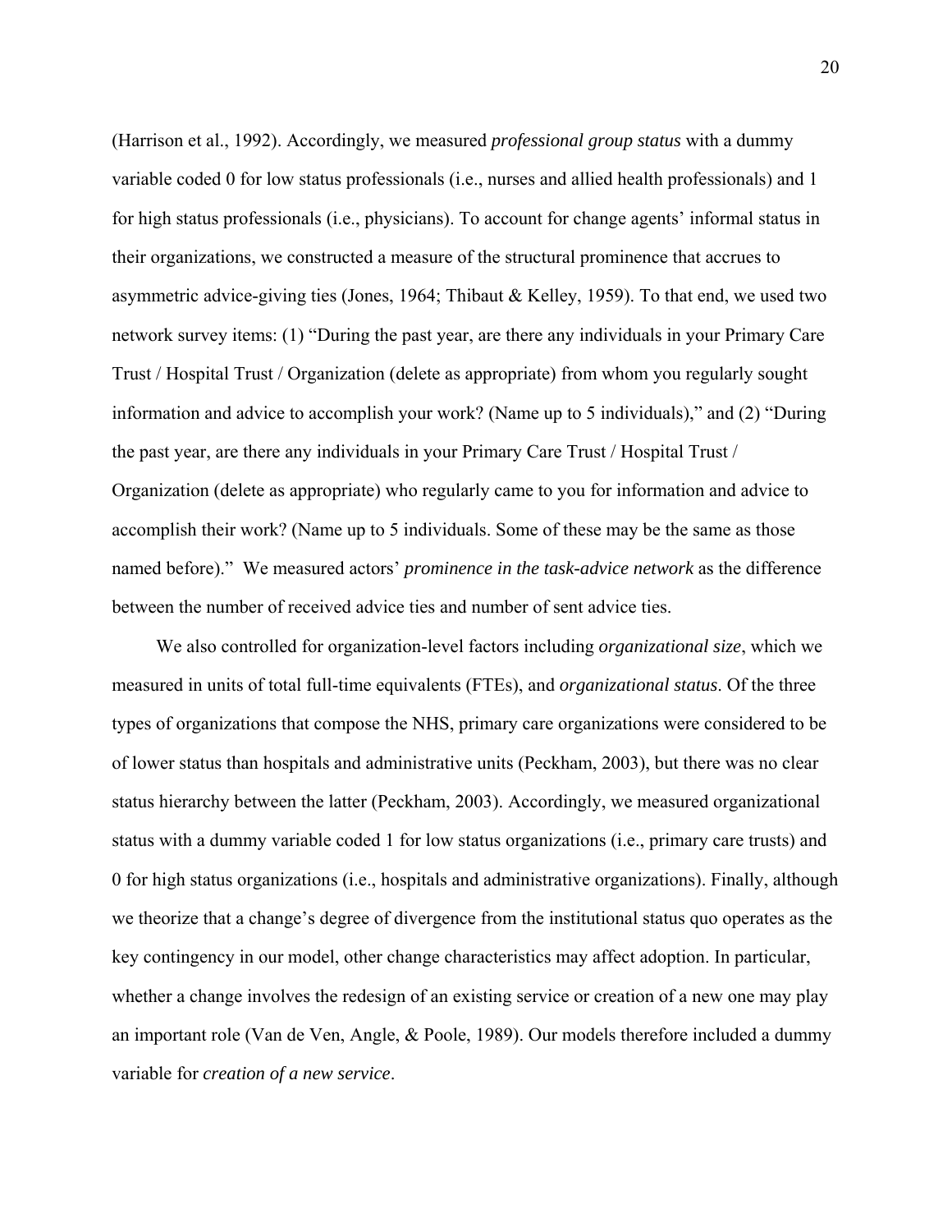(Harrison et al., 1992). Accordingly, we measured *professional group status* with a dummy variable coded 0 for low status professionals (i.e., nurses and allied health professionals) and 1 for high status professionals (i.e., physicians). To account for change agents' informal status in their organizations, we constructed a measure of the structural prominence that accrues to asymmetric advice-giving ties (Jones, 1964; Thibaut & Kelley, 1959). To that end, we used two network survey items: (1) "During the past year, are there any individuals in your Primary Care Trust / Hospital Trust / Organization (delete as appropriate) from whom you regularly sought information and advice to accomplish your work? (Name up to 5 individuals)," and (2) "During the past year, are there any individuals in your Primary Care Trust / Hospital Trust / Organization (delete as appropriate) who regularly came to you for information and advice to accomplish their work? (Name up to 5 individuals. Some of these may be the same as those named before)." We measured actors' *prominence in the task-advice network* as the difference between the number of received advice ties and number of sent advice ties.

We also controlled for organization-level factors including *organizational size*, which we measured in units of total full-time equivalents (FTEs), and *organizational status*. Of the three types of organizations that compose the NHS, primary care organizations were considered to be of lower status than hospitals and administrative units (Peckham, 2003), but there was no clear status hierarchy between the latter (Peckham, 2003). Accordingly, we measured organizational status with a dummy variable coded 1 for low status organizations (i.e., primary care trusts) and 0 for high status organizations (i.e., hospitals and administrative organizations). Finally, although we theorize that a change's degree of divergence from the institutional status quo operates as the key contingency in our model, other change characteristics may affect adoption. In particular, whether a change involves the redesign of an existing service or creation of a new one may play an important role (Van de Ven, Angle, & Poole, 1989). Our models therefore included a dummy variable for *creation of a new service*.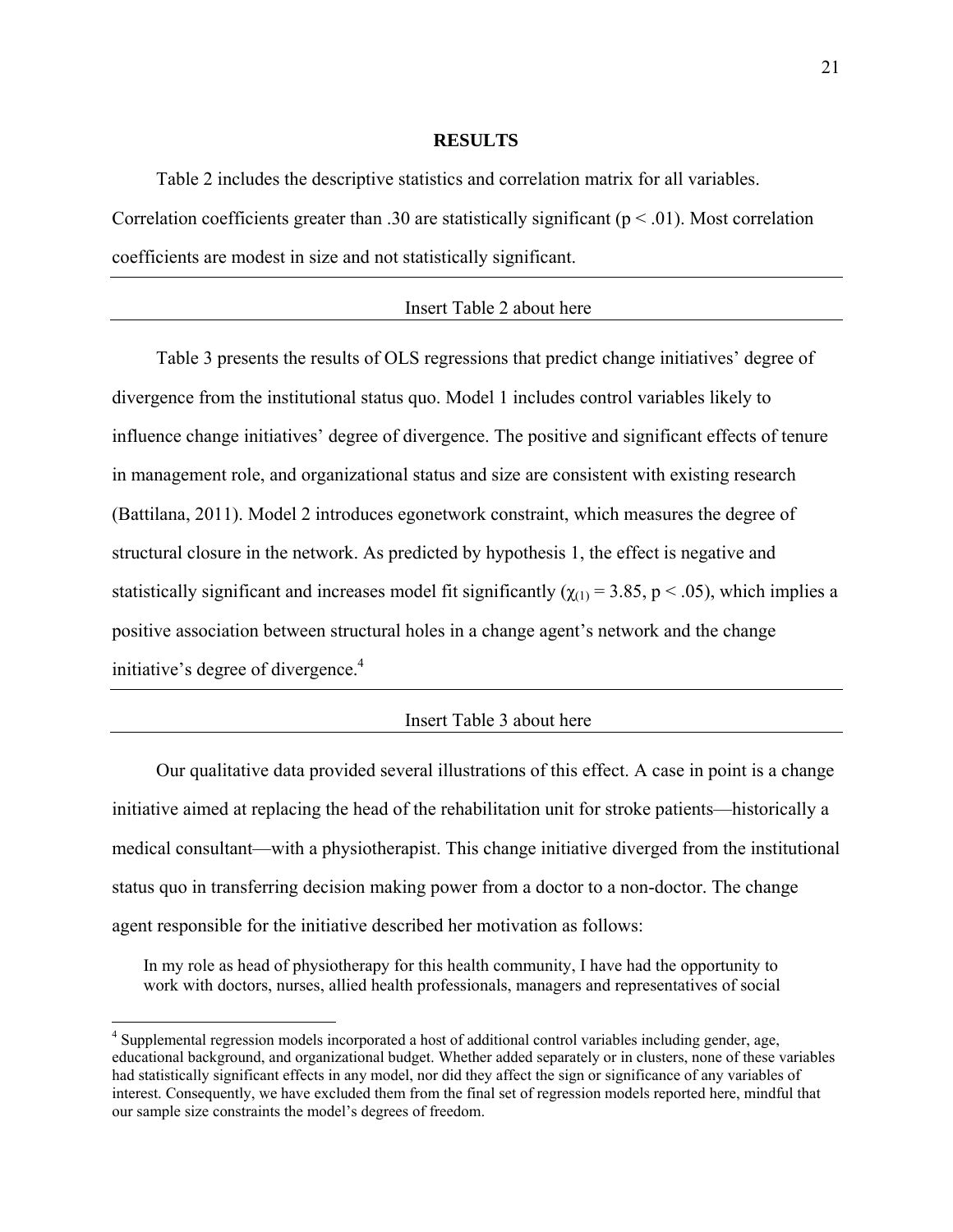## RESULTS

Table 2 includes the descriptive statistics and correlation matrix for all variables. Correlation coefficients greater than .30 are statistically significant ($p < .01$). Most correlation coefficients are modest in size and not statistically significant.

---

Insert Table 2 about here

---

Table 3 presents the results of OLS regressions that predict change initiatives' degree of divergence from the institutional status quo. Model 1 includes control variables likely to influence change initiatives' degree of divergence. The positive and significant effects of tenure in management role, and organizational status and size are consistent with existing research (Battilana, 2011). Model 2 introduces egonetwork constraint, which measures the degree of structural closure in the network. As predicted by hypothesis 1, the effect is negative and statistically significant and increases model fit significantly ($\chi_{(1)} = 3.85$, $p < .05$), which implies a positive association between structural holes in a change agent's network and the change initiative's degree of divergence.[4]

---

Insert Table 3 about here

---

Our qualitative data provided several illustrations of this effect. A case in point is a change initiative aimed at replacing the head of the rehabilitation unit for stroke patients—historically a medical consultant—with a physiotherapist. This change initiative diverged from the institutional status quo in transferring decision making power from a doctor to a non-doctor. The change agent responsible for the initiative described her motivation as follows:

> In my role as head of physiotherapy for this health community, I have had the opportunity to work with doctors, nurses, allied health professionals, managers and representatives of social

[4] Supplemental regression models incorporated a host of additional control variables including gender, age, educational background, and organizational budget. Whether added separately or in clusters, none of these variables had statistically significant effects in any model, nor did they affect the sign or significance of any variables of interest. Consequently, we have excluded them from the final set of regression models reported here, mindful that our sample size constraints the model's degrees of freedom.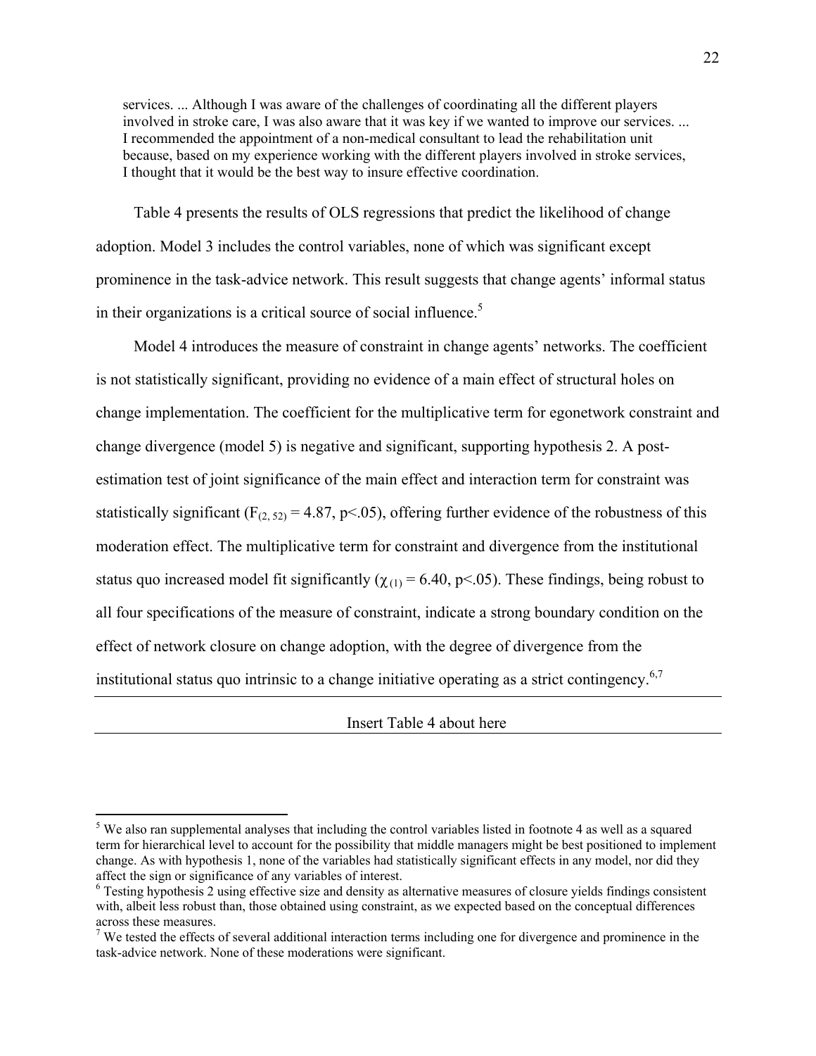services. ... Although I was aware of the challenges of coordinating all the different players involved in stroke care, I was also aware that it was key if we wanted to improve our services. ... I recommended the appointment of a non-medical consultant to lead the rehabilitation unit because, based on my experience working with the different players involved in stroke services, I thought that it would be the best way to insure effective coordination.

Table 4 presents the results of OLS regressions that predict the likelihood of change adoption. Model 3 includes the control variables, none of which was significant except prominence in the task-advice network. This result suggests that change agents' informal status in their organizations is a critical source of social influence.[5]

Model 4 introduces the measure of constraint in change agents' networks. The coefficient is not statistically significant, providing no evidence of a main effect of structural holes on change implementation. The coefficient for the multiplicative term for egonetwork constraint and change divergence (model 5) is negative and significant, supporting hypothesis 2. A post-estimation test of joint significance of the main effect and interaction term for constraint was statistically significant ($F_{(2, 52)} = 4.87$, $p<.05$), offering further evidence of the robustness of this moderation effect. The multiplicative term for constraint and divergence from the institutional status quo increased model fit significantly ($\chi_{(1)} = 6.40$, $p<.05$). These findings, being robust to all four specifications of the measure of constraint, indicate a strong boundary condition on the effect of network closure on change adoption, with the degree of divergence from the institutional status quo intrinsic to a change initiative operating as a strict contingency.[6,7]

---

Insert Table 4 about here

---

[5] We also ran supplemental analyses that including the control variables listed in footnote 4 as well as a squared term for hierarchical level to account for the possibility that middle managers might be best positioned to implement change. As with hypothesis 1, none of the variables had statistically significant effects in any model, nor did they affect the sign or significance of any variables of interest.

[6] Testing hypothesis 2 using effective size and density as alternative measures of closure yields findings consistent with, albeit less robust than, those obtained using constraint, as we expected based on the conceptual differences across these measures.

[7] We tested the effects of several additional interaction terms including one for divergence and prominence in the task-advice network. None of these moderations were significant.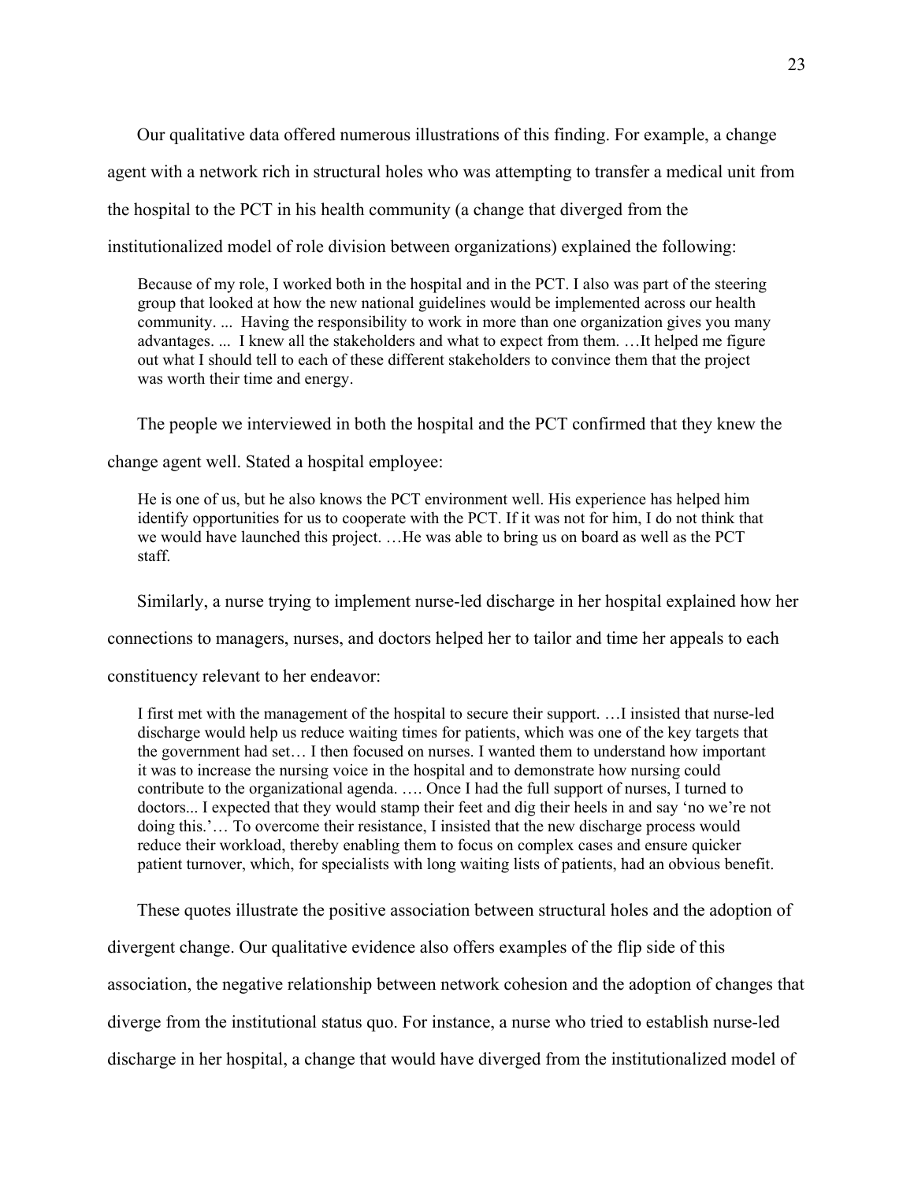Our qualitative data offered numerous illustrations of this finding. For example, a change agent with a network rich in structural holes who was attempting to transfer a medical unit from the hospital to the PCT in his health community (a change that diverged from the institutionalized model of role division between organizations) explained the following:

> Because of my role, I worked both in the hospital and in the PCT. I also was part of the steering group that looked at how the new national guidelines would be implemented across our health community. ... Having the responsibility to work in more than one organization gives you many advantages. ... I knew all the stakeholders and what to expect from them. …It helped me figure out what I should tell to each of these different stakeholders to convince them that the project was worth their time and energy.

The people we interviewed in both the hospital and the PCT confirmed that they knew the change agent well. Stated a hospital employee:

> He is one of us, but he also knows the PCT environment well. His experience has helped him identify opportunities for us to cooperate with the PCT. If it was not for him, I do not think that we would have launched this project. …He was able to bring us on board as well as the PCT staff.

Similarly, a nurse trying to implement nurse-led discharge in her hospital explained how her connections to managers, nurses, and doctors helped her to tailor and time her appeals to each constituency relevant to her endeavor:

> I first met with the management of the hospital to secure their support. …I insisted that nurse-led discharge would help us reduce waiting times for patients, which was one of the key targets that the government had set… I then focused on nurses. I wanted them to understand how important it was to increase the nursing voice in the hospital and to demonstrate how nursing could contribute to the organizational agenda. …. Once I had the full support of nurses, I turned to doctors... I expected that they would stamp their feet and dig their heels in and say 'no we're not doing this.'… To overcome their resistance, I insisted that the new discharge process would reduce their workload, thereby enabling them to focus on complex cases and ensure quicker patient turnover, which, for specialists with long waiting lists of patients, had an obvious benefit.

These quotes illustrate the positive association between structural holes and the adoption of divergent change. Our qualitative evidence also offers examples of the flip side of this association, the negative relationship between network cohesion and the adoption of changes that diverge from the institutional status quo. For instance, a nurse who tried to establish nurse-led discharge in her hospital, a change that would have diverged from the institutionalized model of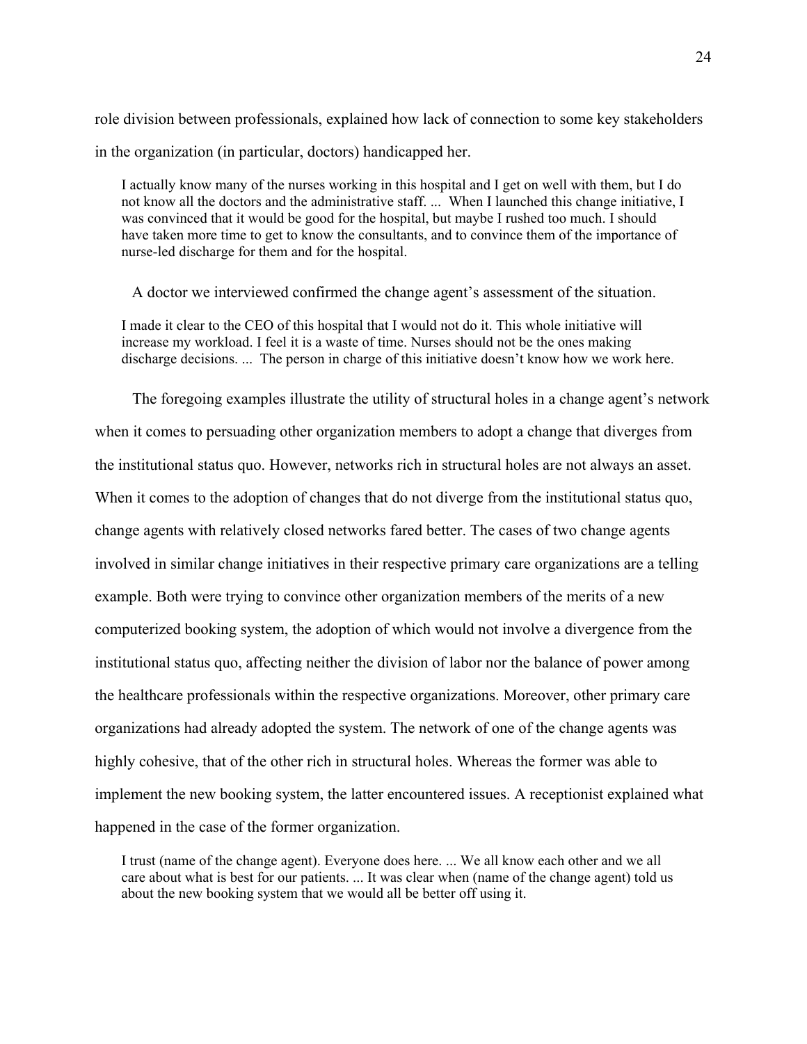role division between professionals, explained how lack of connection to some key stakeholders in the organization (in particular, doctors) handicapped her.

> I actually know many of the nurses working in this hospital and I get on well with them, but I do not know all the doctors and the administrative staff. ... When I launched this change initiative, I was convinced that it would be good for the hospital, but maybe I rushed too much. I should have taken more time to get to know the consultants, and to convince them of the importance of nurse-led discharge for them and for the hospital.

A doctor we interviewed confirmed the change agent's assessment of the situation.

> I made it clear to the CEO of this hospital that I would not do it. This whole initiative will increase my workload. I feel it is a waste of time. Nurses should not be the ones making discharge decisions. ... The person in charge of this initiative doesn't know how we work here.

The foregoing examples illustrate the utility of structural holes in a change agent's network when it comes to persuading other organization members to adopt a change that diverges from the institutional status quo. However, networks rich in structural holes are not always an asset. When it comes to the adoption of changes that do not diverge from the institutional status quo, change agents with relatively closed networks fared better. The cases of two change agents involved in similar change initiatives in their respective primary care organizations are a telling example. Both were trying to convince other organization members of the merits of a new computerized booking system, the adoption of which would not involve a divergence from the institutional status quo, affecting neither the division of labor nor the balance of power among the healthcare professionals within the respective organizations. Moreover, other primary care organizations had already adopted the system. The network of one of the change agents was highly cohesive, that of the other rich in structural holes. Whereas the former was able to implement the new booking system, the latter encountered issues. A receptionist explained what happened in the case of the former organization.

> I trust (name of the change agent). Everyone does here. ... We all know each other and we all care about what is best for our patients. ... It was clear when (name of the change agent) told us about the new booking system that we would all be better off using it.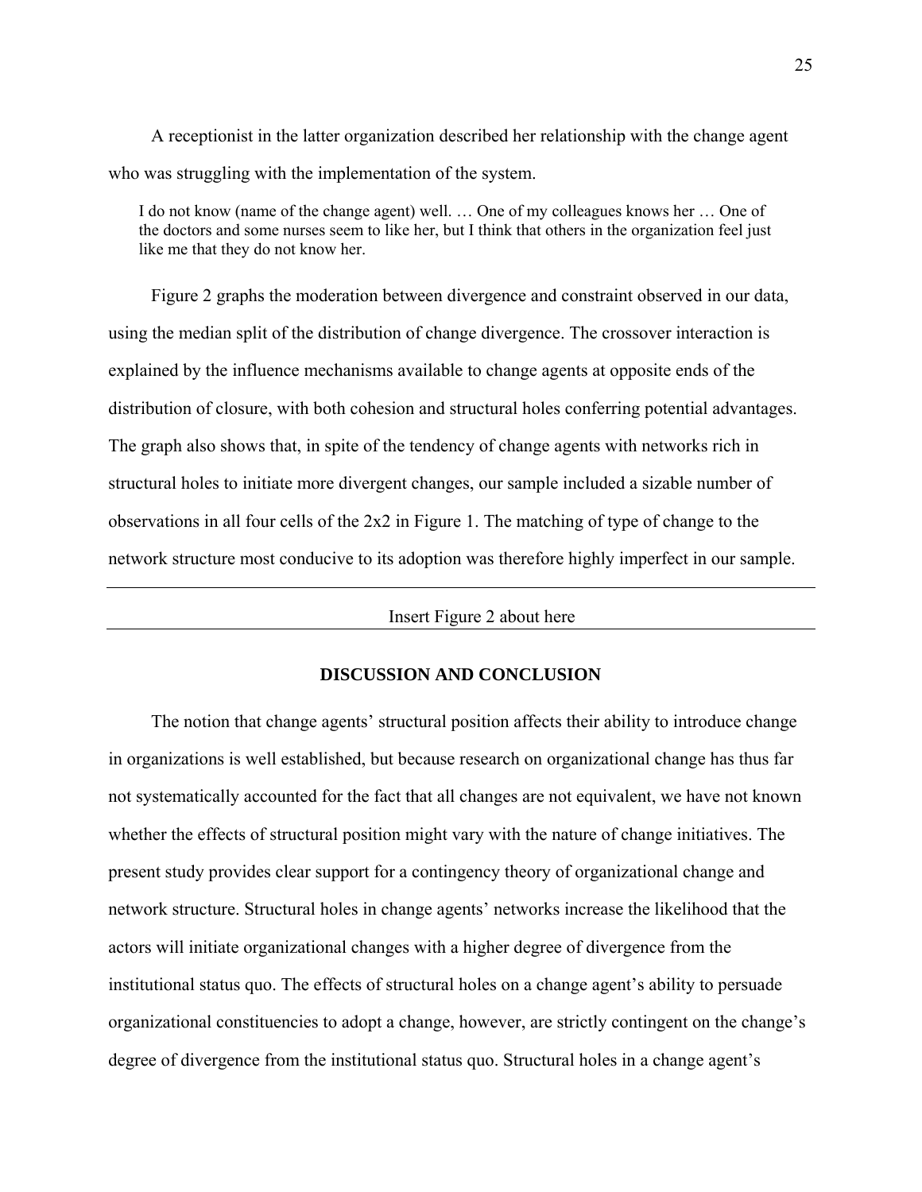A receptionist in the latter organization described her relationship with the change agent who was struggling with the implementation of the system.

> I do not know (name of the change agent) well. … One of my colleagues knows her … One of the doctors and some nurses seem to like her, but I think that others in the organization feel just like me that they do not know her.

Figure 2 graphs the moderation between divergence and constraint observed in our data, using the median split of the distribution of change divergence. The crossover interaction is explained by the influence mechanisms available to change agents at opposite ends of the distribution of closure, with both cohesion and structural holes conferring potential advantages. The graph also shows that, in spite of the tendency of change agents with networks rich in structural holes to initiate more divergent changes, our sample included a sizable number of observations in all four cells of the 2x2 in Figure 1. The matching of type of change to the network structure most conducive to its adoption was therefore highly imperfect in our sample.

---

Insert Figure 2 about here

---

## DISCUSSION AND CONCLUSION

The notion that change agents' structural position affects their ability to introduce change in organizations is well established, but because research on organizational change has thus far not systematically accounted for the fact that all changes are not equivalent, we have not known whether the effects of structural position might vary with the nature of change initiatives. The present study provides clear support for a contingency theory of organizational change and network structure. Structural holes in change agents' networks increase the likelihood that the actors will initiate organizational changes with a higher degree of divergence from the institutional status quo. The effects of structural holes on a change agent's ability to persuade organizational constituencies to adopt a change, however, are strictly contingent on the change's degree of divergence from the institutional status quo. Structural holes in a change agent's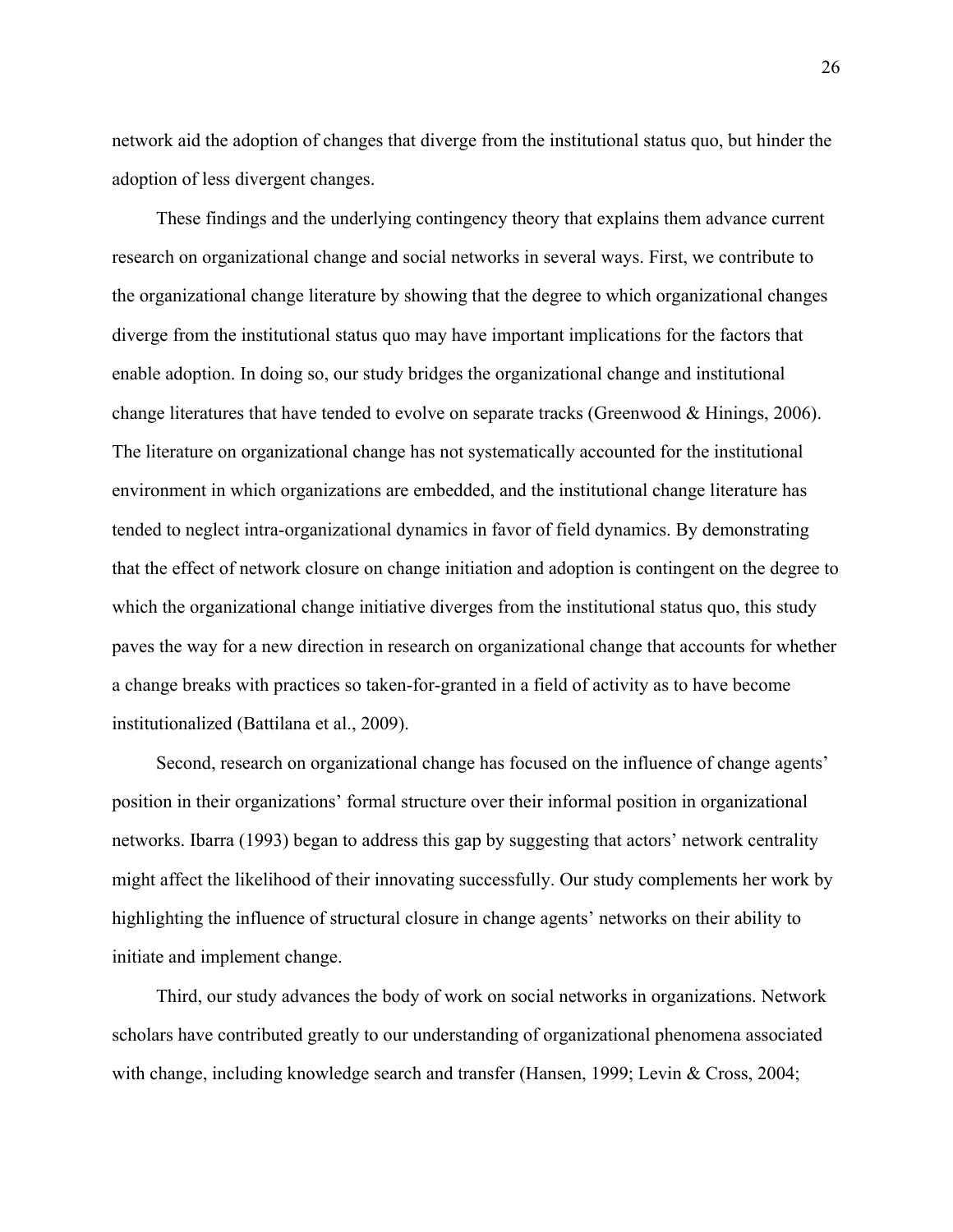network aid the adoption of changes that diverge from the institutional status quo, but hinder the adoption of less divergent changes.

These findings and the underlying contingency theory that explains them advance current research on organizational change and social networks in several ways. First, we contribute to the organizational change literature by showing that the degree to which organizational changes diverge from the institutional status quo may have important implications for the factors that enable adoption. In doing so, our study bridges the organizational change and institutional change literatures that have tended to evolve on separate tracks (Greenwood & Hinings, 2006). The literature on organizational change has not systematically accounted for the institutional environment in which organizations are embedded, and the institutional change literature has tended to neglect intra-organizational dynamics in favor of field dynamics. By demonstrating that the effect of network closure on change initiation and adoption is contingent on the degree to which the organizational change initiative diverges from the institutional status quo, this study paves the way for a new direction in research on organizational change that accounts for whether a change breaks with practices so taken-for-granted in a field of activity as to have become institutionalized (Battilana et al., 2009).

Second, research on organizational change has focused on the influence of change agents' position in their organizations' formal structure over their informal position in organizational networks. Ibarra (1993) began to address this gap by suggesting that actors' network centrality might affect the likelihood of their innovating successfully. Our study complements her work by highlighting the influence of structural closure in change agents' networks on their ability to initiate and implement change.

Third, our study advances the body of work on social networks in organizations. Network scholars have contributed greatly to our understanding of organizational phenomena associated with change, including knowledge search and transfer (Hansen, 1999; Levin & Cross, 2004;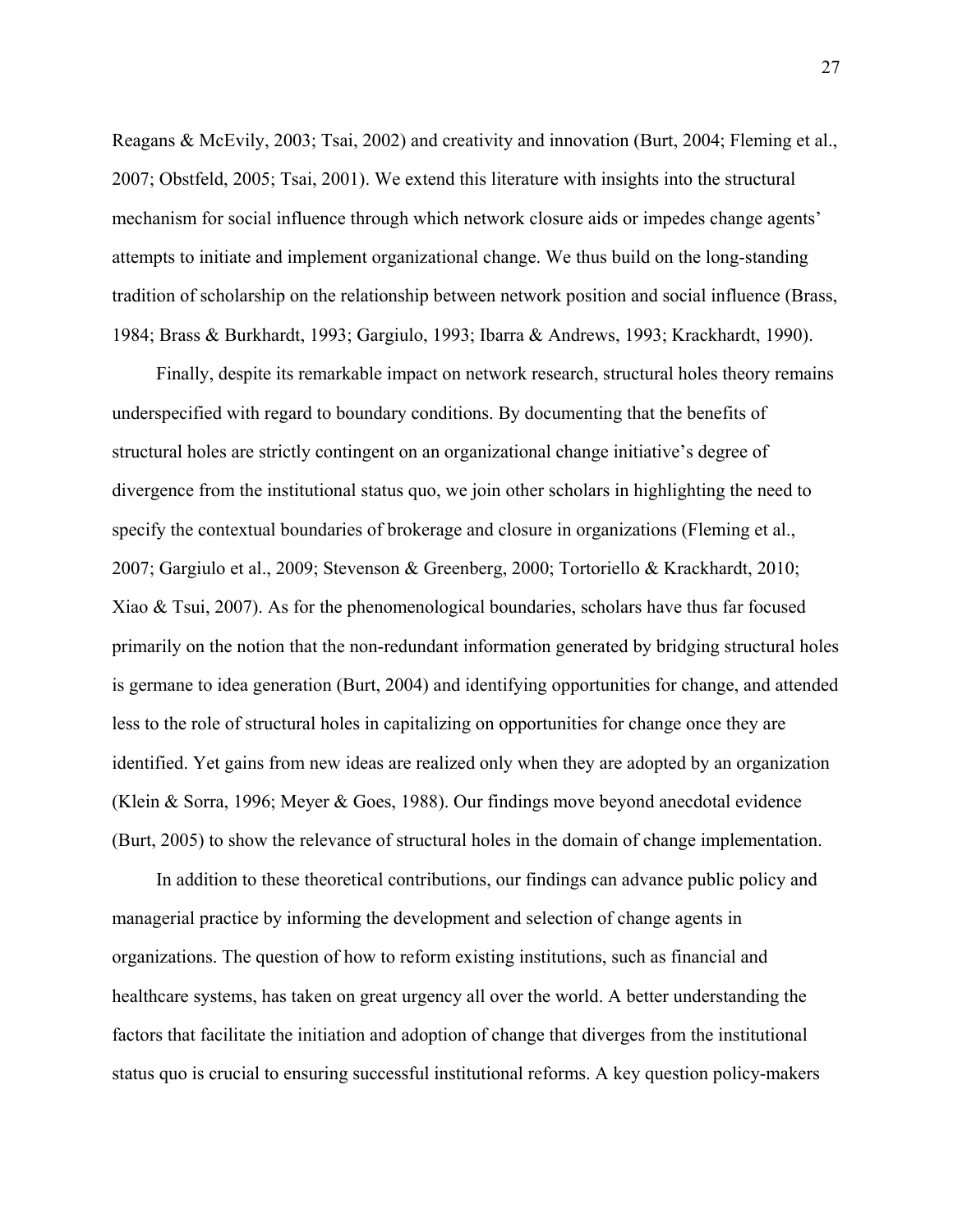Reagans & McEvily, 2003; Tsai, 2002) and creativity and innovation (Burt, 2004; Fleming et al., 2007; Obstfeld, 2005; Tsai, 2001). We extend this literature with insights into the structural mechanism for social influence through which network closure aids or impedes change agents' attempts to initiate and implement organizational change. We thus build on the long-standing tradition of scholarship on the relationship between network position and social influence (Brass, 1984; Brass & Burkhardt, 1993; Gargiulo, 1993; Ibarra & Andrews, 1993; Krackhardt, 1990).

Finally, despite its remarkable impact on network research, structural holes theory remains underspecified with regard to boundary conditions. By documenting that the benefits of structural holes are strictly contingent on an organizational change initiative's degree of divergence from the institutional status quo, we join other scholars in highlighting the need to specify the contextual boundaries of brokerage and closure in organizations (Fleming et al., 2007; Gargiulo et al., 2009; Stevenson & Greenberg, 2000; Tortoriello & Krackhardt, 2010; Xiao & Tsui, 2007). As for the phenomenological boundaries, scholars have thus far focused primarily on the notion that the non-redundant information generated by bridging structural holes is germane to idea generation (Burt, 2004) and identifying opportunities for change, and attended less to the role of structural holes in capitalizing on opportunities for change once they are identified. Yet gains from new ideas are realized only when they are adopted by an organization (Klein & Sorra, 1996; Meyer & Goes, 1988). Our findings move beyond anecdotal evidence (Burt, 2005) to show the relevance of structural holes in the domain of change implementation.

In addition to these theoretical contributions, our findings can advance public policy and managerial practice by informing the development and selection of change agents in organizations. The question of how to reform existing institutions, such as financial and healthcare systems, has taken on great urgency all over the world. A better understanding the factors that facilitate the initiation and adoption of change that diverges from the institutional status quo is crucial to ensuring successful institutional reforms. A key question policy-makers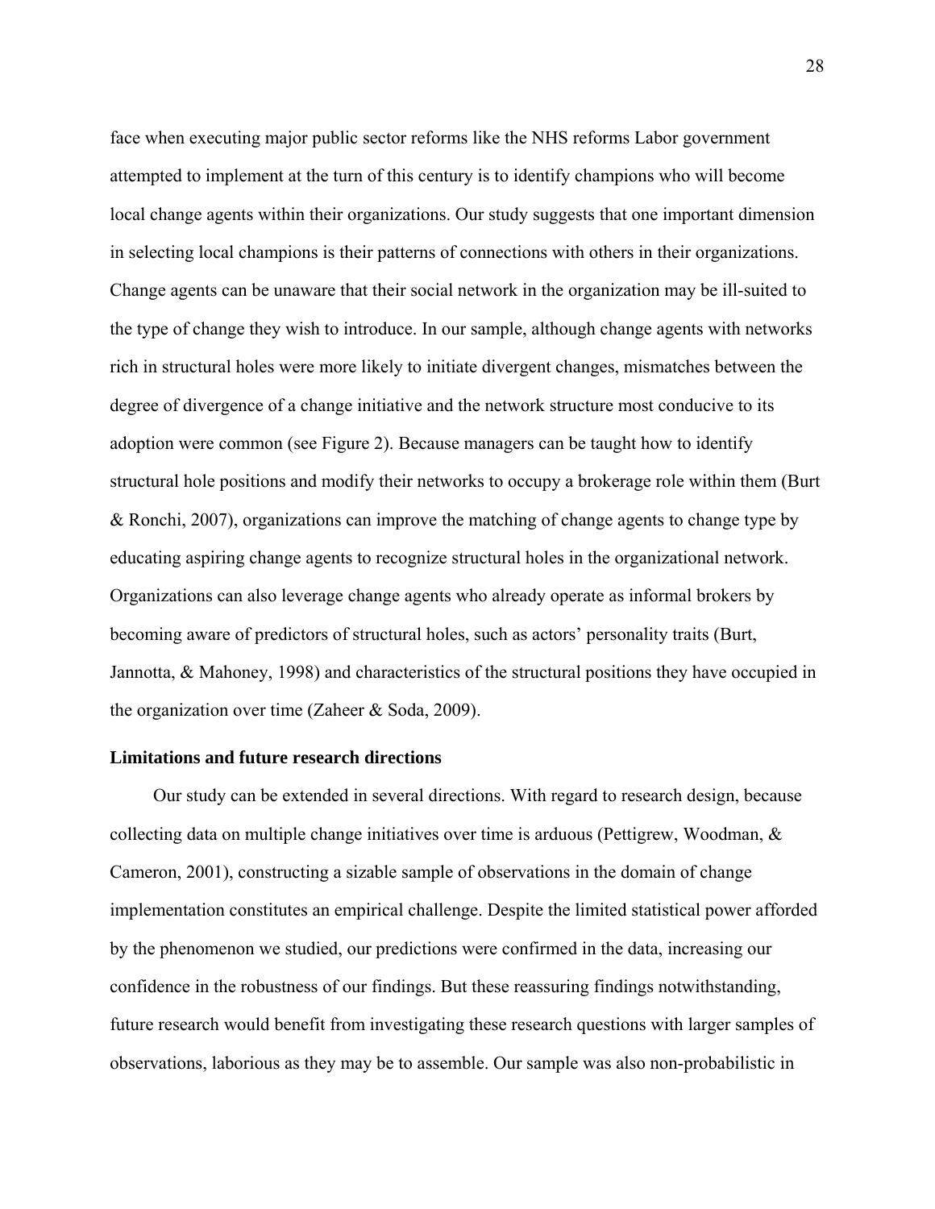face when executing major public sector reforms like the NHS reforms Labor government attempted to implement at the turn of this century is to identify champions who will become local change agents within their organizations. Our study suggests that one important dimension in selecting local champions is their patterns of connections with others in their organizations. Change agents can be unaware that their social network in the organization may be ill-suited to the type of change they wish to introduce. In our sample, although change agents with networks rich in structural holes were more likely to initiate divergent changes, mismatches between the degree of divergence of a change initiative and the network structure most conducive to its adoption were common (see Figure 2). Because managers can be taught how to identify structural hole positions and modify their networks to occupy a brokerage role within them (Burt & Ronchi, 2007), organizations can improve the matching of change agents to change type by educating aspiring change agents to recognize structural holes in the organizational network. Organizations can also leverage change agents who already operate as informal brokers by becoming aware of predictors of structural holes, such as actors' personality traits (Burt, Jannotta, & Mahoney, 1998) and characteristics of the structural positions they have occupied in the organization over time (Zaheer & Soda, 2009).

**Limitations and future research directions**

Our study can be extended in several directions. With regard to research design, because collecting data on multiple change initiatives over time is arduous (Pettigrew, Woodman, & Cameron, 2001), constructing a sizable sample of observations in the domain of change implementation constitutes an empirical challenge. Despite the limited statistical power afforded by the phenomenon we studied, our predictions were confirmed in the data, increasing our confidence in the robustness of our findings. But these reassuring findings notwithstanding, future research would benefit from investigating these research questions with larger samples of observations, laborious as they may be to assemble. Our sample was also non-probabilistic in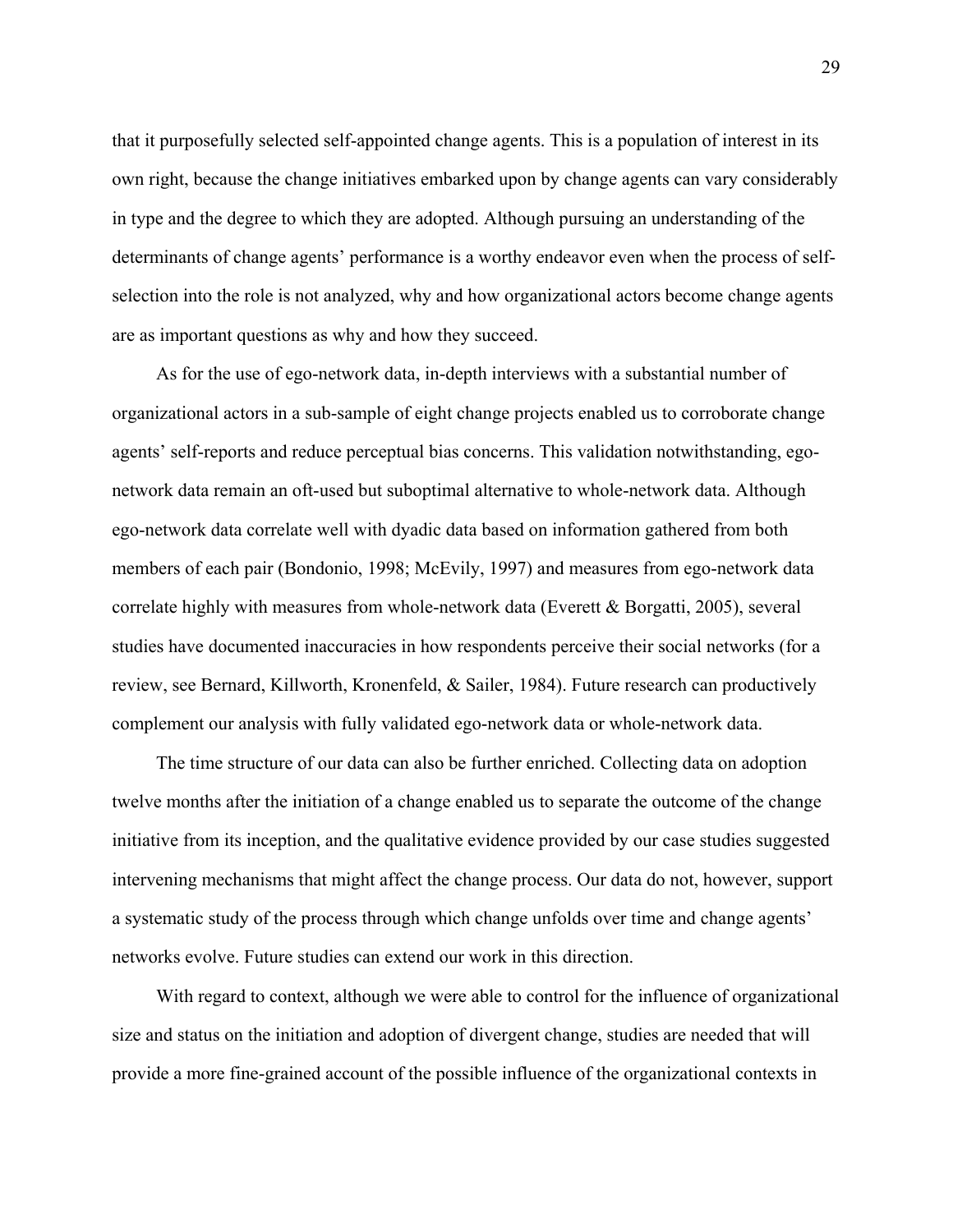that it purposefully selected self-appointed change agents. This is a population of interest in its own right, because the change initiatives embarked upon by change agents can vary considerably in type and the degree to which they are adopted. Although pursuing an understanding of the determinants of change agents' performance is a worthy endeavor even when the process of self-selection into the role is not analyzed, why and how organizational actors become change agents are as important questions as why and how they succeed.

As for the use of ego-network data, in-depth interviews with a substantial number of organizational actors in a sub-sample of eight change projects enabled us to corroborate change agents' self-reports and reduce perceptual bias concerns. This validation notwithstanding, ego-network data remain an oft-used but suboptimal alternative to whole-network data. Although ego-network data correlate well with dyadic data based on information gathered from both members of each pair (Bondonio, 1998; McEvily, 1997) and measures from ego-network data correlate highly with measures from whole-network data (Everett & Borgatti, 2005), several studies have documented inaccuracies in how respondents perceive their social networks (for a review, see Bernard, Killworth, Kronenfeld, & Sailer, 1984). Future research can productively complement our analysis with fully validated ego-network data or whole-network data.

The time structure of our data can also be further enriched. Collecting data on adoption twelve months after the initiation of a change enabled us to separate the outcome of the change initiative from its inception, and the qualitative evidence provided by our case studies suggested intervening mechanisms that might affect the change process. Our data do not, however, support a systematic study of the process through which change unfolds over time and change agents' networks evolve. Future studies can extend our work in this direction.

With regard to context, although we were able to control for the influence of organizational size and status on the initiation and adoption of divergent change, studies are needed that will provide a more fine-grained account of the possible influence of the organizational contexts in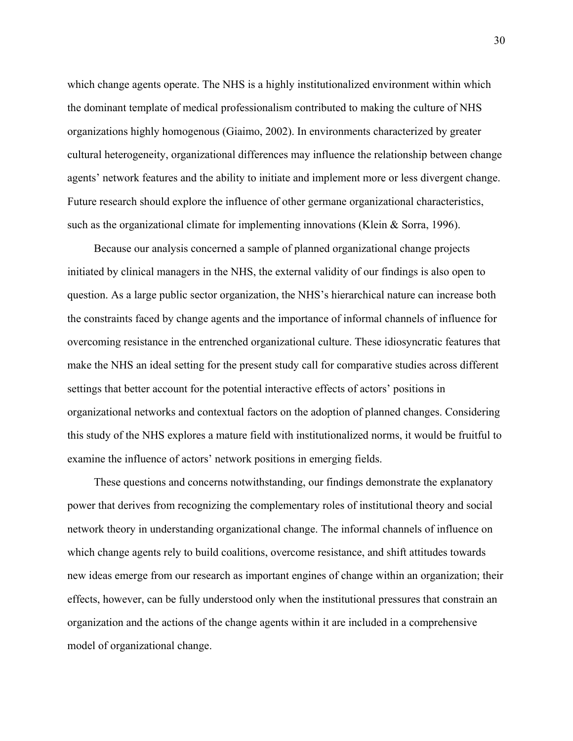which change agents operate. The NHS is a highly institutionalized environment within which the dominant template of medical professionalism contributed to making the culture of NHS organizations highly homogenous (Giaimo, 2002). In environments characterized by greater cultural heterogeneity, organizational differences may influence the relationship between change agents' network features and the ability to initiate and implement more or less divergent change. Future research should explore the influence of other germane organizational characteristics, such as the organizational climate for implementing innovations (Klein & Sorra, 1996).

Because our analysis concerned a sample of planned organizational change projects initiated by clinical managers in the NHS, the external validity of our findings is also open to question. As a large public sector organization, the NHS's hierarchical nature can increase both the constraints faced by change agents and the importance of informal channels of influence for overcoming resistance in the entrenched organizational culture. These idiosyncratic features that make the NHS an ideal setting for the present study call for comparative studies across different settings that better account for the potential interactive effects of actors' positions in organizational networks and contextual factors on the adoption of planned changes. Considering this study of the NHS explores a mature field with institutionalized norms, it would be fruitful to examine the influence of actors' network positions in emerging fields.

These questions and concerns notwithstanding, our findings demonstrate the explanatory power that derives from recognizing the complementary roles of institutional theory and social network theory in understanding organizational change. The informal channels of influence on which change agents rely to build coalitions, overcome resistance, and shift attitudes towards new ideas emerge from our research as important engines of change within an organization; their effects, however, can be fully understood only when the institutional pressures that constrain an organization and the actions of the change agents within it are included in a comprehensive model of organizational change.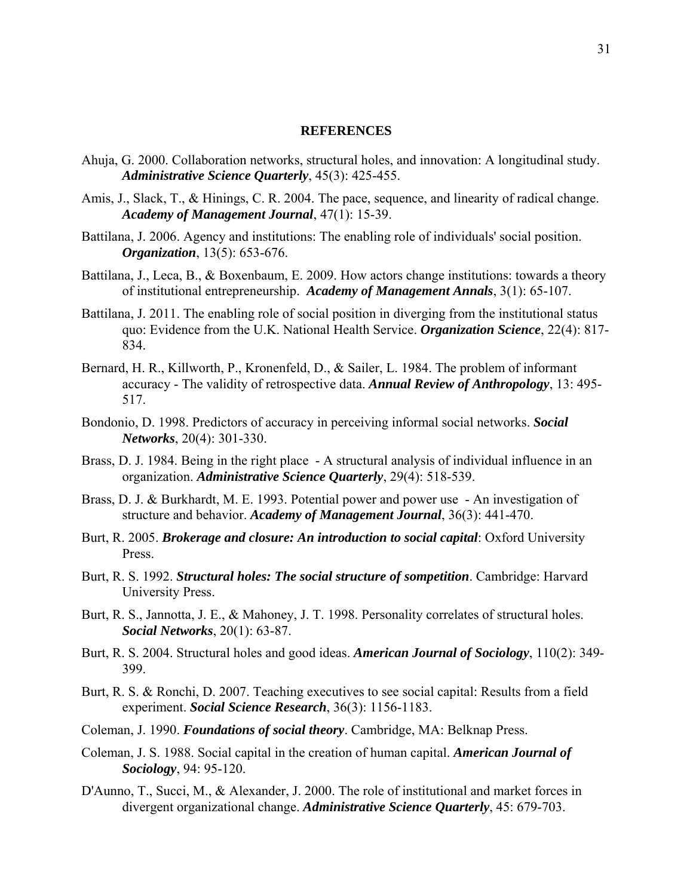## REFERENCES

Ahuja, G. 2000. Collaboration networks, structural holes, and innovation: A longitudinal study. ***Administrative Science Quarterly***, 45(3): 425-455.

Amis, J., Slack, T., & Hinings, C. R. 2004. The pace, sequence, and linearity of radical change. ***Academy of Management Journal***, 47(1): 15-39.

Battilana, J. 2006. Agency and institutions: The enabling role of individuals' social position. ***Organization***, 13(5): 653-676.

Battilana, J., Leca, B., & Boxenbaum, E. 2009. How actors change institutions: towards a theory of institutional entrepreneurship. ***Academy of Management Annals***, 3(1): 65-107.

Battilana, J. 2011. The enabling role of social position in diverging from the institutional status quo: Evidence from the U.K. National Health Service. ***Organization Science***, 22(4): 817-834.

Bernard, H. R., Killworth, P., Kronenfeld, D., & Sailer, L. 1984. The problem of informant accuracy - The validity of retrospective data. ***Annual Review of Anthropology***, 13: 495-517.

Bondonio, D. 1998. Predictors of accuracy in perceiving informal social networks. ***Social Networks***, 20(4): 301-330.

Brass, D. J. 1984. Being in the right place - A structural analysis of individual influence in an organization. ***Administrative Science Quarterly***, 29(4): 518-539.

Brass, D. J. & Burkhardt, M. E. 1993. Potential power and power use - An investigation of structure and behavior. ***Academy of Management Journal***, 36(3): 441-470.

Burt, R. 2005. ***Brokerage and closure: An introduction to social capital***: Oxford University Press.

Burt, R. S. 1992. ***Structural holes: The social structure of sompetition***. Cambridge: Harvard University Press.

Burt, R. S., Jannotta, J. E., & Mahoney, J. T. 1998. Personality correlates of structural holes. ***Social Networks***, 20(1): 63-87.

Burt, R. S. 2004. Structural holes and good ideas. ***American Journal of Sociology***, 110(2): 349-399.

Burt, R. S. & Ronchi, D. 2007. Teaching executives to see social capital: Results from a field experiment. ***Social Science Research***, 36(3): 1156-1183.

Coleman, J. 1990. ***Foundations of social theory***. Cambridge, MA: Belknap Press.

Coleman, J. S. 1988. Social capital in the creation of human capital. ***American Journal of Sociology***, 94: 95-120.

D'Aunno, T., Succi, M., & Alexander, J. 2000. The role of institutional and market forces in divergent organizational change. ***Administrative Science Quarterly***, 45: 679-703.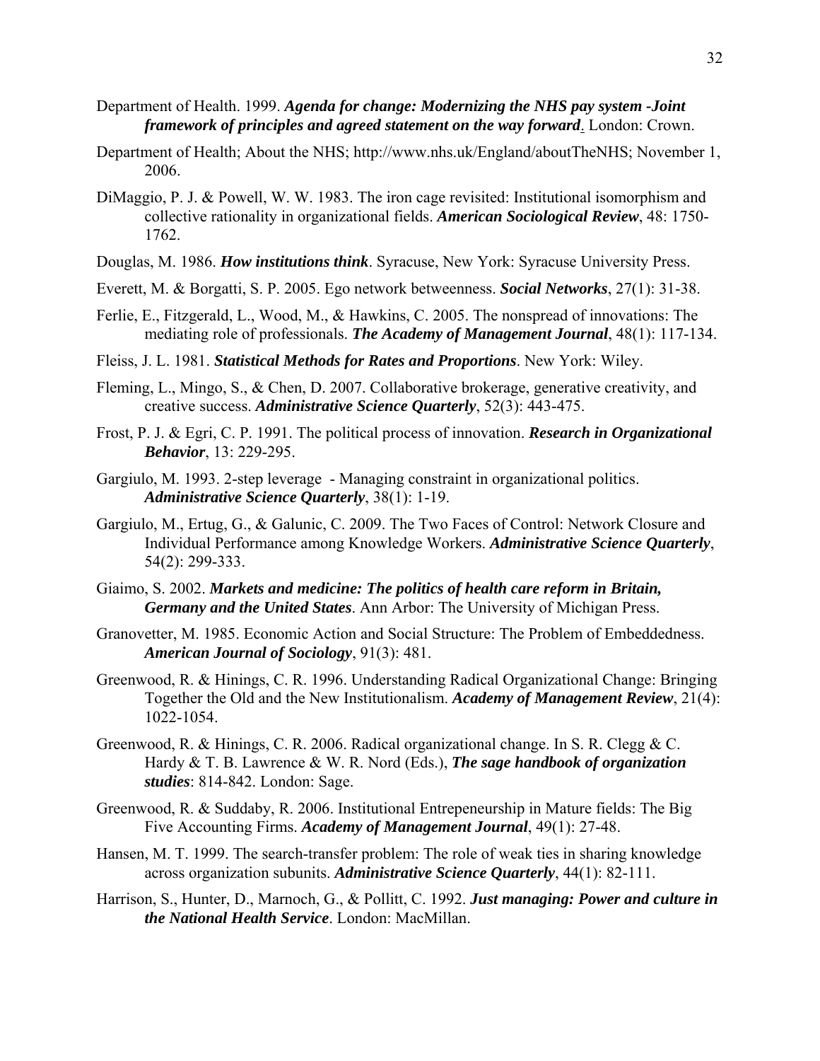Department of Health. 1999. ***Agenda for change: Modernizing the NHS pay system -Joint framework of principles and agreed statement on the way forward***. London: Crown.

Department of Health; About the NHS; http://www.nhs.uk/England/aboutTheNHS; November 1, 2006.

DiMaggio, P. J. & Powell, W. W. 1983. The iron cage revisited: Institutional isomorphism and collective rationality in organizational fields. ***American Sociological Review***, 48: 1750-1762.

Douglas, M. 1986. ***How institutions think***. Syracuse, New York: Syracuse University Press.

Everett, M. & Borgatti, S. P. 2005. Ego network betweenness. ***Social Networks***, 27(1): 31-38.

Ferlie, E., Fitzgerald, L., Wood, M., & Hawkins, C. 2005. The nonspread of innovations: The mediating role of professionals. ***The Academy of Management Journal***, 48(1): 117-134.

Fleiss, J. L. 1981. ***Statistical Methods for Rates and Proportions***. New York: Wiley.

Fleming, L., Mingo, S., & Chen, D. 2007. Collaborative brokerage, generative creativity, and creative success. ***Administrative Science Quarterly***, 52(3): 443-475.

Frost, P. J. & Egri, C. P. 1991. The political process of innovation. ***Research in Organizational Behavior***, 13: 229-295.

Gargiulo, M. 1993. 2-step leverage - Managing constraint in organizational politics. ***Administrative Science Quarterly***, 38(1): 1-19.

Gargiulo, M., Ertug, G., & Galunic, C. 2009. The Two Faces of Control: Network Closure and Individual Performance among Knowledge Workers. ***Administrative Science Quarterly***, 54(2): 299-333.

Giaimo, S. 2002. ***Markets and medicine: The politics of health care reform in Britain, Germany and the United States***. Ann Arbor: The University of Michigan Press.

Granovetter, M. 1985. Economic Action and Social Structure: The Problem of Embeddedness. ***American Journal of Sociology***, 91(3): 481.

Greenwood, R. & Hinings, C. R. 1996. Understanding Radical Organizational Change: Bringing Together the Old and the New Institutionalism. ***Academy of Management Review***, 21(4): 1022-1054.

Greenwood, R. & Hinings, C. R. 2006. Radical organizational change. In S. R. Clegg & C. Hardy & T. B. Lawrence & W. R. Nord (Eds.), ***The sage handbook of organization studies***: 814-842. London: Sage.

Greenwood, R. & Suddaby, R. 2006. Institutional Entrepeneurship in Mature fields: The Big Five Accounting Firms. ***Academy of Management Journal***, 49(1): 27-48.

Hansen, M. T. 1999. The search-transfer problem: The role of weak ties in sharing knowledge across organization subunits. ***Administrative Science Quarterly***, 44(1): 82-111.

Harrison, S., Hunter, D., Marnoch, G., & Pollitt, C. 1992. ***Just managing: Power and culture in the National Health Service***. London: MacMillan.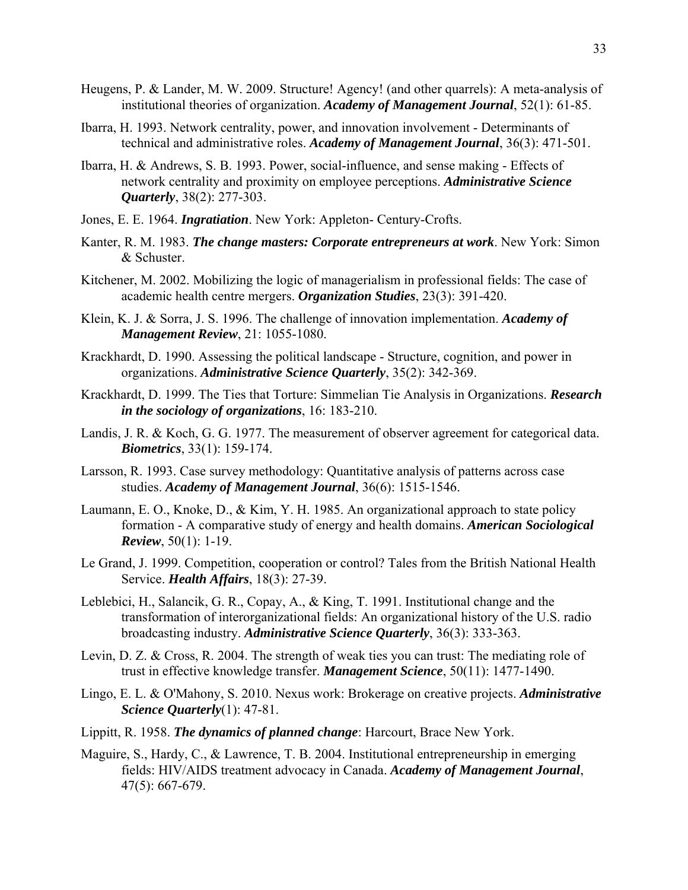Heugens, P. & Lander, M. W. 2009. Structure! Agency! (and other quarrels): A meta-analysis of institutional theories of organization. ***Academy of Management Journal***, 52(1): 61-85.

Ibarra, H. 1993. Network centrality, power, and innovation involvement - Determinants of technical and administrative roles. ***Academy of Management Journal***, 36(3): 471-501.

Ibarra, H. & Andrews, S. B. 1993. Power, social-influence, and sense making - Effects of network centrality and proximity on employee perceptions. ***Administrative Science Quarterly***, 38(2): 277-303.

Jones, E. E. 1964. ***Ingratiation***. New York: Appleton- Century-Crofts.

Kanter, R. M. 1983. ***The change masters: Corporate entrepreneurs at work***. New York: Simon & Schuster.

Kitchener, M. 2002. Mobilizing the logic of managerialism in professional fields: The case of academic health centre mergers. ***Organization Studies***, 23(3): 391-420.

Klein, K. J. & Sorra, J. S. 1996. The challenge of innovation implementation. ***Academy of Management Review***, 21: 1055-1080.

Krackhardt, D. 1990. Assessing the political landscape - Structure, cognition, and power in organizations. ***Administrative Science Quarterly***, 35(2): 342-369.

Krackhardt, D. 1999. The Ties that Torture: Simmelian Tie Analysis in Organizations. ***Research in the sociology of organizations***, 16: 183-210.

Landis, J. R. & Koch, G. G. 1977. The measurement of observer agreement for categorical data. ***Biometrics***, 33(1): 159-174.

Larsson, R. 1993. Case survey methodology: Quantitative analysis of patterns across case studies. ***Academy of Management Journal***, 36(6): 1515-1546.

Laumann, E. O., Knoke, D., & Kim, Y. H. 1985. An organizational approach to state policy formation - A comparative study of energy and health domains. ***American Sociological Review***, 50(1): 1-19.

Le Grand, J. 1999. Competition, cooperation or control? Tales from the British National Health Service. ***Health Affairs***, 18(3): 27-39.

Leblebici, H., Salancik, G. R., Copay, A., & King, T. 1991. Institutional change and the transformation of interorganizational fields: An organizational history of the U.S. radio broadcasting industry. ***Administrative Science Quarterly***, 36(3): 333-363.

Levin, D. Z. & Cross, R. 2004. The strength of weak ties you can trust: The mediating role of trust in effective knowledge transfer. ***Management Science***, 50(11): 1477-1490.

Lingo, E. L. & O'Mahony, S. 2010. Nexus work: Brokerage on creative projects. ***Administrative Science Quarterly***(1): 47-81.

Lippitt, R. 1958. ***The dynamics of planned change***: Harcourt, Brace New York.

Maguire, S., Hardy, C., & Lawrence, T. B. 2004. Institutional entrepreneurship in emerging fields: HIV/AIDS treatment advocacy in Canada. ***Academy of Management Journal***, 47(5): 667-679.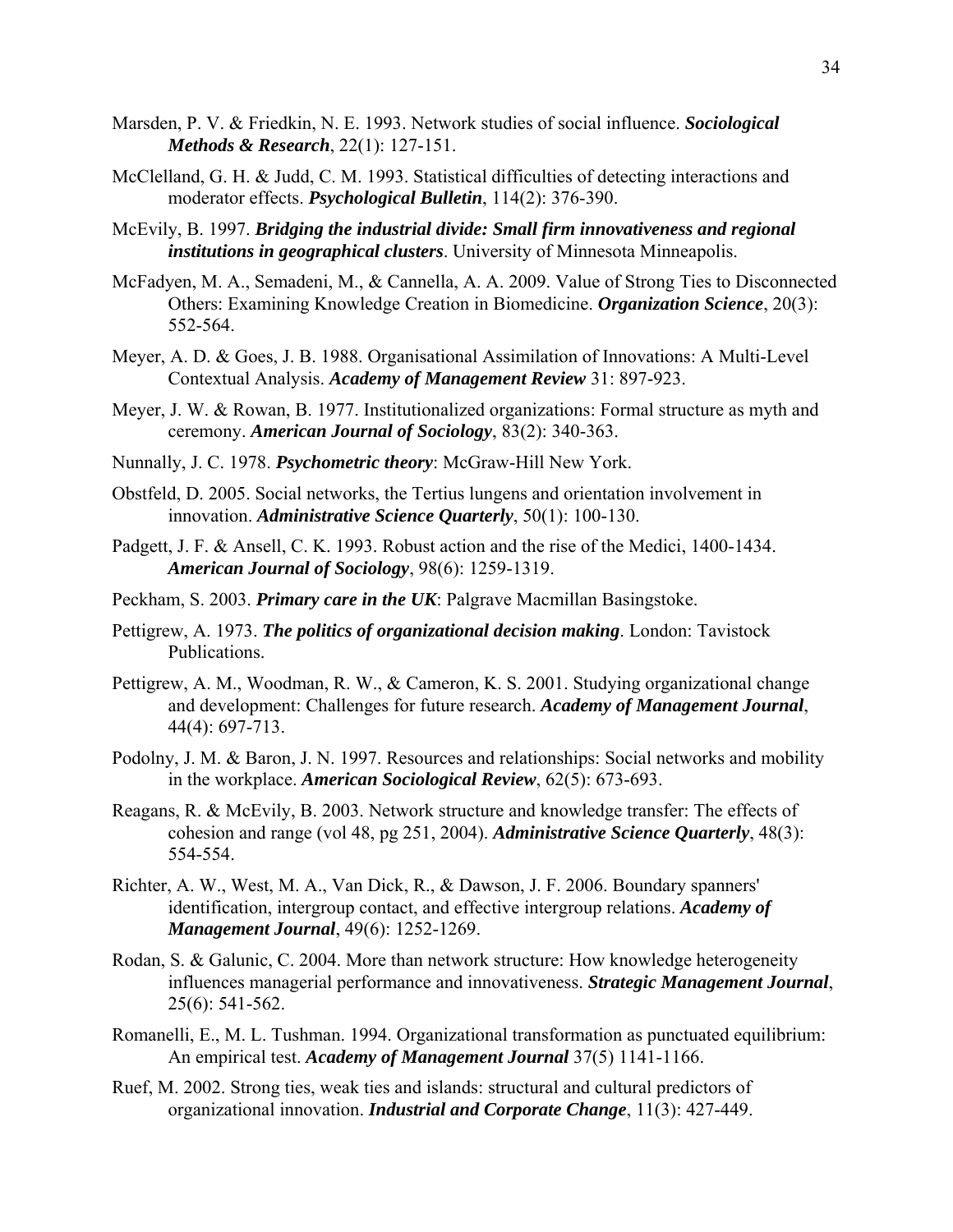Marsden, P. V. & Friedkin, N. E. 1993. Network studies of social influence. ***Sociological Methods & Research***, 22(1): 127-151.

McClelland, G. H. & Judd, C. M. 1993. Statistical difficulties of detecting interactions and moderator effects. ***Psychological Bulletin***, 114(2): 376-390.

McEvily, B. 1997. ***Bridging the industrial divide: Small firm innovativeness and regional institutions in geographical clusters***. University of Minnesota Minneapolis.

McFadyen, M. A., Semadeni, M., & Cannella, A. A. 2009. Value of Strong Ties to Disconnected Others: Examining Knowledge Creation in Biomedicine. ***Organization Science***, 20(3): 552-564.

Meyer, A. D. & Goes, J. B. 1988. Organisational Assimilation of Innovations: A Multi-Level Contextual Analysis. ***Academy of Management Review*** 31: 897-923.

Meyer, J. W. & Rowan, B. 1977. Institutionalized organizations: Formal structure as myth and ceremony. ***American Journal of Sociology***, 83(2): 340-363.

Nunnally, J. C. 1978. ***Psychometric theory***: McGraw-Hill New York.

Obstfeld, D. 2005. Social networks, the Tertius lungens and orientation involvement in innovation. ***Administrative Science Quarterly***, 50(1): 100-130.

Padgett, J. F. & Ansell, C. K. 1993. Robust action and the rise of the Medici, 1400-1434. ***American Journal of Sociology***, 98(6): 1259-1319.

Peckham, S. 2003. ***Primary care in the UK***: Palgrave Macmillan Basingstoke.

Pettigrew, A. 1973. ***The politics of organizational decision making***. London: Tavistock Publications.

Pettigrew, A. M., Woodman, R. W., & Cameron, K. S. 2001. Studying organizational change and development: Challenges for future research. ***Academy of Management Journal***, 44(4): 697-713.

Podolny, J. M. & Baron, J. N. 1997. Resources and relationships: Social networks and mobility in the workplace. ***American Sociological Review***, 62(5): 673-693.

Reagans, R. & McEvily, B. 2003. Network structure and knowledge transfer: The effects of cohesion and range (vol 48, pg 251, 2004). ***Administrative Science Quarterly***, 48(3): 554-554.

Richter, A. W., West, M. A., Van Dick, R., & Dawson, J. F. 2006. Boundary spanners' identification, intergroup contact, and effective intergroup relations. ***Academy of Management Journal***, 49(6): 1252-1269.

Rodan, S. & Galunic, C. 2004. More than network structure: How knowledge heterogeneity influences managerial performance and innovativeness. ***Strategic Management Journal***, 25(6): 541-562.

Romanelli, E., M. L. Tushman. 1994. Organizational transformation as punctuated equilibrium: An empirical test. ***Academy of Management Journal*** 37(5) 1141-1166.

Ruef, M. 2002. Strong ties, weak ties and islands: structural and cultural predictors of organizational innovation. ***Industrial and Corporate Change***, 11(3): 427-449.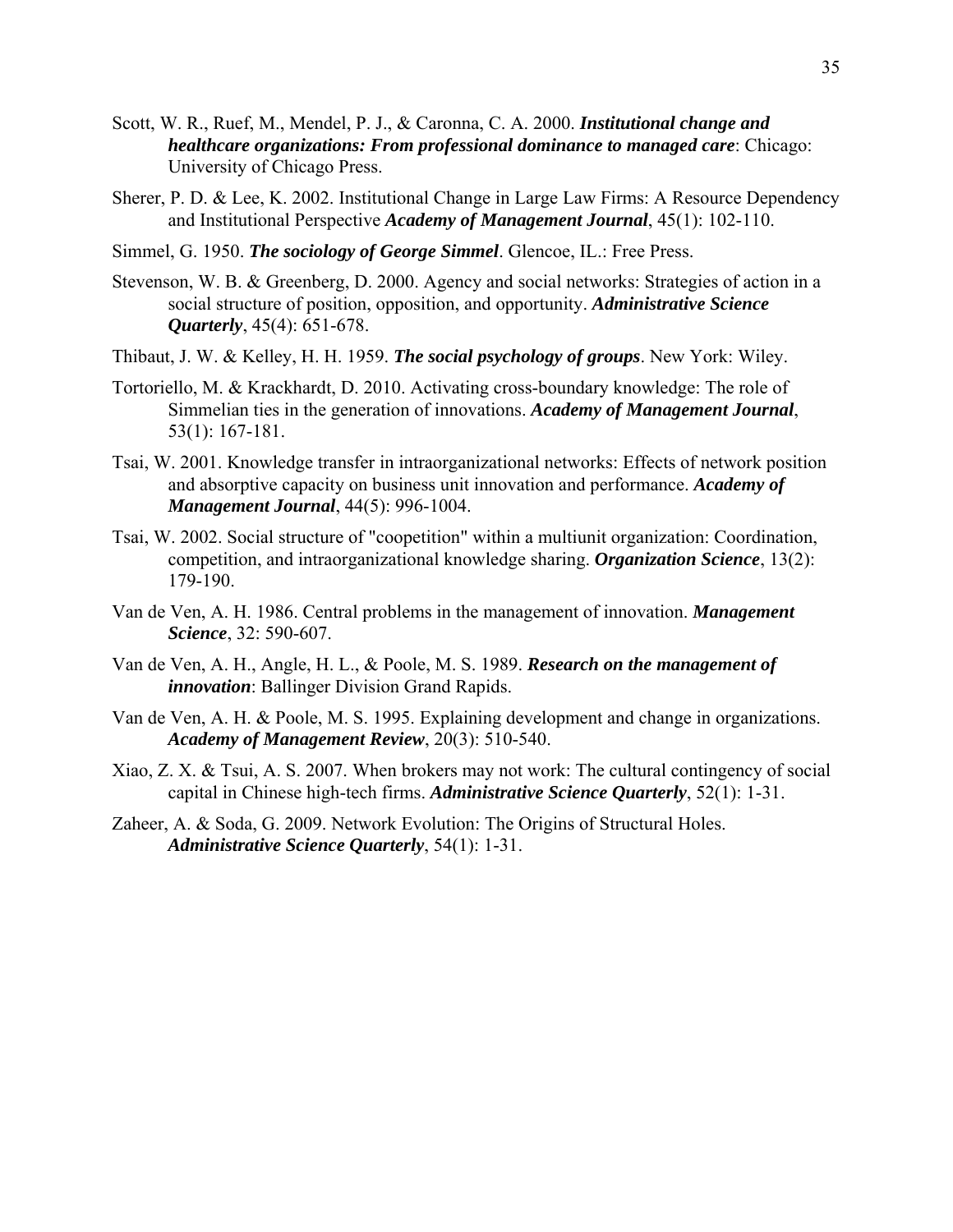Scott, W. R., Ruef, M., Mendel, P. J., & Caronna, C. A. 2000. ***Institutional change and healthcare organizations: From professional dominance to managed care***: Chicago: University of Chicago Press.

Sherer, P. D. & Lee, K. 2002. Institutional Change in Large Law Firms: A Resource Dependency and Institutional Perspective ***Academy of Management Journal***, 45(1): 102-110.

Simmel, G. 1950. ***The sociology of George Simmel***. Glencoe, IL.: Free Press.

Stevenson, W. B. & Greenberg, D. 2000. Agency and social networks: Strategies of action in a social structure of position, opposition, and opportunity. ***Administrative Science Quarterly***, 45(4): 651-678.

Thibaut, J. W. & Kelley, H. H. 1959. ***The social psychology of groups***. New York: Wiley.

Tortoriello, M. & Krackhardt, D. 2010. Activating cross-boundary knowledge: The role of Simmelian ties in the generation of innovations. ***Academy of Management Journal***, 53(1): 167-181.

Tsai, W. 2001. Knowledge transfer in intraorganizational networks: Effects of network position and absorptive capacity on business unit innovation and performance. ***Academy of Management Journal***, 44(5): 996-1004.

Tsai, W. 2002. Social structure of "coopetition" within a multiunit organization: Coordination, competition, and intraorganizational knowledge sharing. ***Organization Science***, 13(2): 179-190.

Van de Ven, A. H. 1986. Central problems in the management of innovation. ***Management Science***, 32: 590-607.

Van de Ven, A. H., Angle, H. L., & Poole, M. S. 1989. ***Research on the management of innovation***: Ballinger Division Grand Rapids.

Van de Ven, A. H. & Poole, M. S. 1995. Explaining development and change in organizations. ***Academy of Management Review***, 20(3): 510-540.

Xiao, Z. X. & Tsui, A. S. 2007. When brokers may not work: The cultural contingency of social capital in Chinese high-tech firms. ***Administrative Science Quarterly***, 52(1): 1-31.

Zaheer, A. & Soda, G. 2009. Network Evolution: The Origins of Structural Holes. ***Administrative Science Quarterly***, 54(1): 1-31.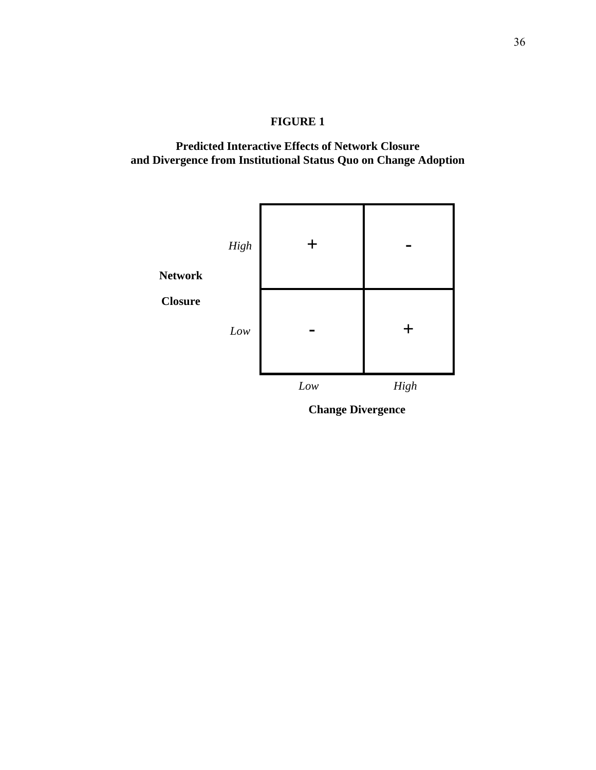**FIGURE 1**

**Predicted Interactive Effects of Network Closure and Divergence from Institutional Status Quo on Change Adoption**

| **Network Closure** | *Low* Change Divergence | *High* Change Divergence |
|---|---|---|
| *High* | + | - |
| *Low* | - | + |

**Change Divergence**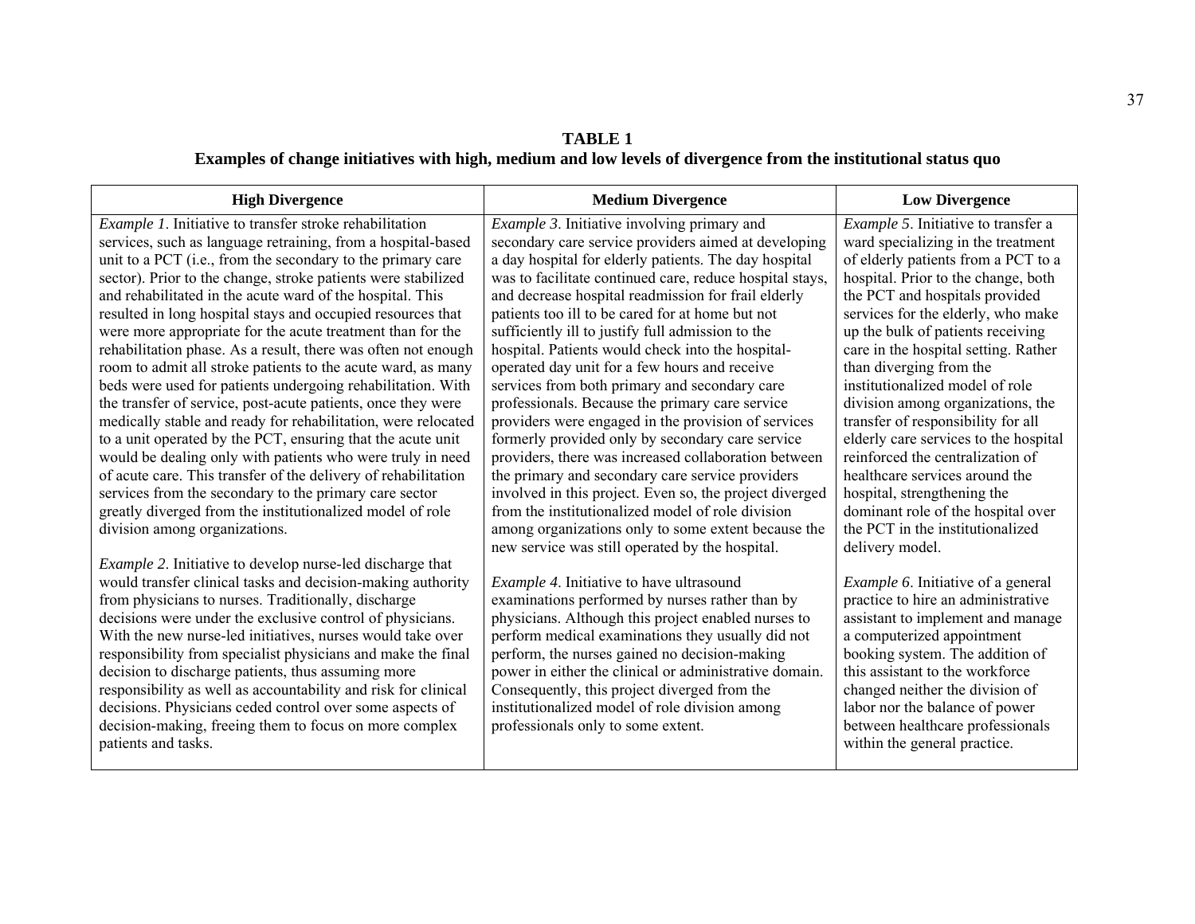**TABLE 1**

**Examples of change initiatives with high, medium and low levels of divergence from the institutional status quo**

| High Divergence | Medium Divergence | Low Divergence |
|---|---|---|
| *Example 1*. Initiative to transfer stroke rehabilitation services, such as language retraining, from a hospital-based unit to a PCT (i.e., from the secondary to the primary care sector). Prior to the change, stroke patients were stabilized and rehabilitated in the acute ward of the hospital. This resulted in long hospital stays and occupied resources that were more appropriate for the acute treatment than for the rehabilitation phase. As a result, there was often not enough room to admit all stroke patients to the acute ward, as many beds were used for patients undergoing rehabilitation. With the transfer of service, post-acute patients, once they were medically stable and ready for rehabilitation, were relocated to a unit operated by the PCT, ensuring that the acute unit would be dealing only with patients who were truly in need of acute care. This transfer of the delivery of rehabilitation services from the secondary to the primary care sector greatly diverged from the institutionalized model of role division among organizations.<br><br>*Example 2*. Initiative to develop nurse-led discharge that would transfer clinical tasks and decision-making authority from physicians to nurses. Traditionally, discharge decisions were under the exclusive control of physicians. With the new nurse-led initiatives, nurses would take over responsibility from specialist physicians and make the final decision to discharge patients, thus assuming more responsibility as well as accountability and risk for clinical decisions. Physicians ceded control over some aspects of decision-making, freeing them to focus on more complex patients and tasks. | *Example 3*. Initiative involving primary and secondary care service providers aimed at developing a day hospital for elderly patients. The day hospital was to facilitate continued care, reduce hospital stays, and decrease hospital readmission for frail elderly patients too ill to be cared for at home but not sufficiently ill to justify full admission to the hospital. Patients would check into the hospital-operated day unit for a few hours and receive services from both primary and secondary care professionals. Because the primary care service providers were engaged in the provision of services formerly provided only by secondary care service providers, there was increased collaboration between the primary and secondary care service providers involved in this project. Even so, the project diverged from the institutionalized model of role division among organizations only to some extent because the new service was still operated by the hospital.<br><br>*Example 4*. Initiative to have ultrasound examinations performed by nurses rather than by physicians. Although this project enabled nurses to perform medical examinations they usually did not perform, the nurses gained no decision-making power in either the clinical or administrative domain. Consequently, this project diverged from the institutionalized model of role division among professionals only to some extent. | *Example 5*. Initiative to transfer a ward specializing in the treatment of elderly patients from a PCT to a hospital. Prior to the change, both the PCT and hospitals provided services for the elderly, who make up the bulk of patients receiving care in the hospital setting. Rather than diverging from the institutionalized model of role division among organizations, the transfer of responsibility for all elderly care services to the hospital reinforced the centralization of healthcare services around the hospital, strengthening the dominant role of the hospital over the PCT in the institutionalized delivery model.<br><br>*Example 6*. Initiative of a general practice to hire an administrative assistant to implement and manage a computerized appointment booking system. The addition of this assistant to the workforce changed neither the division of labor nor the balance of power between healthcare professionals within the general practice. |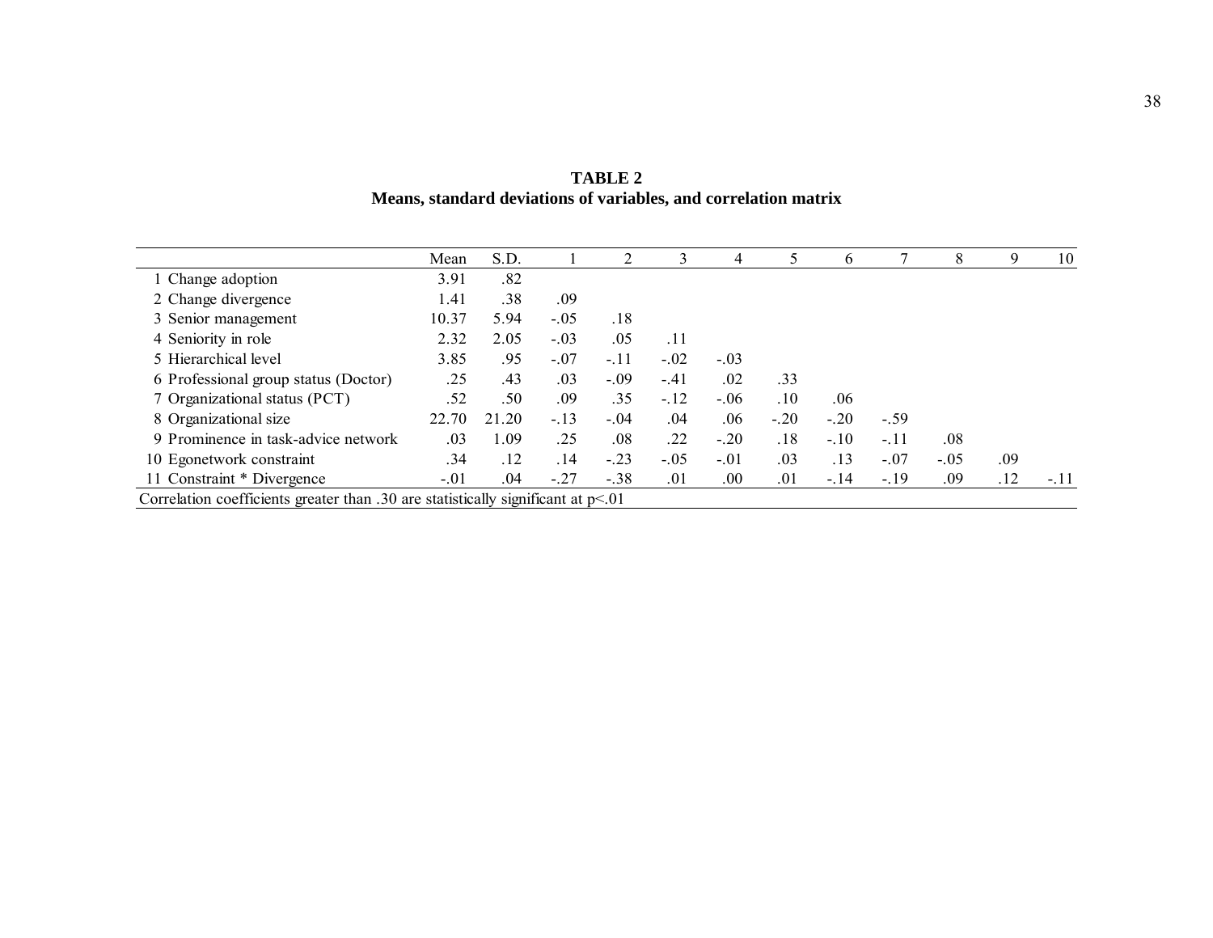**TABLE 2**
**Means, standard deviations of variables, and correlation matrix**

| | Mean | S.D. | 1 | 2 | 3 | 4 | 5 | 6 | 7 | 8 | 9 | 10 |
|---|---|---|---|---|---|---|---|---|---|---|---|---|
| 1 Change adoption | 3.91 | .82 | | | | | | | | | | |
| 2 Change divergence | 1.41 | .38 | .09 | | | | | | | | | |
| 3 Senior management | 10.37 | 5.94 | -.05 | .18 | | | | | | | | |
| 4 Seniority in role | 2.32 | 2.05 | -.03 | .05 | .11 | | | | | | | |
| 5 Hierarchical level | 3.85 | .95 | -.07 | -.11 | -.02 | -.03 | | | | | | |
| 6 Professional group status (Doctor) | .25 | .43 | .03 | -.09 | -.41 | .02 | .33 | | | | | |
| 7 Organizational status (PCT) | .52 | .50 | .09 | .35 | -.12 | -.06 | .10 | .06 | | | | |
| 8 Organizational size | 22.70 | 21.20 | -.13 | -.04 | .04 | .06 | -.20 | -.20 | -.59 | | | |
| 9 Prominence in task-advice network | .03 | 1.09 | .25 | .08 | .22 | -.20 | .18 | -.10 | -.11 | .08 | | |
| 10 Egonetwork constraint | .34 | .12 | .14 | -.23 | -.05 | -.01 | .03 | .13 | -.07 | -.05 | .09 | |
| 11 Constraint * Divergence | -.01 | .04 | -.27 | -.38 | .01 | .00 | .01 | -.14 | -.19 | .09 | .12 | -.11 |

Correlation coefficients greater than .30 are statistically significant at $p<.01$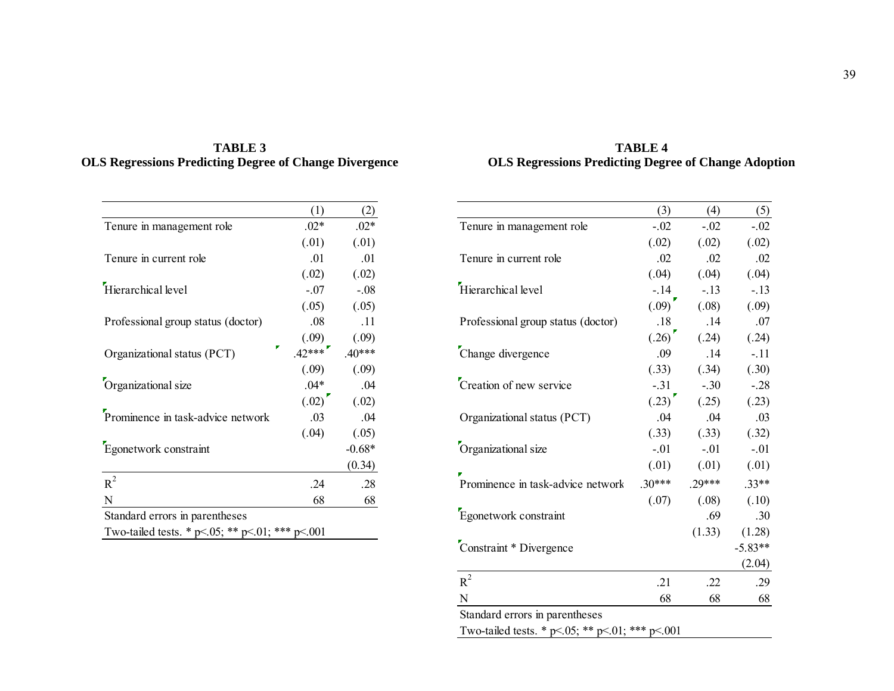**TABLE 3**
**OLS Regressions Predicting Degree of Change Divergence**

| | (1) | (2) |
|---|---|---|
| Tenure in management role | .02* | .02* |
| | (.01) | (.01) |
| Tenure in current role | .01 | .01 |
| | (.02) | (.02) |
| Hierarchical level | -.07 | -.08 |
| | (.05) | (.05) |
| Professional group status (doctor) | .08 | .11 |
| | (.09) | (.09) |
| Organizational status (PCT) | .42*** | .40*** |
| | (.09) | (.09) |
| Organizational size | .04* | .04 |
| | (.02) | (.02) |
| Prominence in task-advice network | .03 | .04 |
| | (.04) | (.05) |
| Egonetwork constraint | | -0.68* |
| | | (0.34) |
| $R^2$ | .24 | .28 |
| N | 68 | 68 |

Standard errors in parentheses
Two-tailed tests. * p<.05; ** p<.01; *** p<.001

**TABLE 4**
**OLS Regressions Predicting Degree of Change Adoption**

| | (3) | (4) | (5) |
|---|---|---|---|
| Tenure in management role | -.02 | -.02 | -.02 |
| | (.02) | (.02) | (.02) |
| Tenure in current role | .02 | .02 | .02 |
| | (.04) | (.04) | (.04) |
| Hierarchical level | -.14 | -.13 | -.13 |
| | (.09) | (.08) | (.09) |
| Professional group status (doctor) | .18 | .14 | .07 |
| | (.26) | (.24) | (.24) |
| Change divergence | .09 | .14 | -.11 |
| | (.33) | (.34) | (.30) |
| Creation of new service | -.31 | -.30 | -.28 |
| | (.23) | (.25) | (.23) |
| Organizational status (PCT) | .04 | .04 | .03 |
| | (.33) | (.33) | (.32) |
| Organizational size | -.01 | -.01 | -.01 |
| | (.01) | (.01) | (.01) |
| Prominence in task-advice network | .30*** | .29*** | .33** |
| | (.07) | (.08) | (.10) |
| Egonetwork constraint | | .69 | .30 |
| | | (1.33) | (1.28) |
| Constraint * Divergence | | | -5.83** |
| | | | (2.04) |
| $R^2$ | .21 | .22 | .29 |
| N | 68 | 68 | 68 |

Standard errors in parentheses
Two-tailed tests. * p<.05; ** p<.01; *** p<.001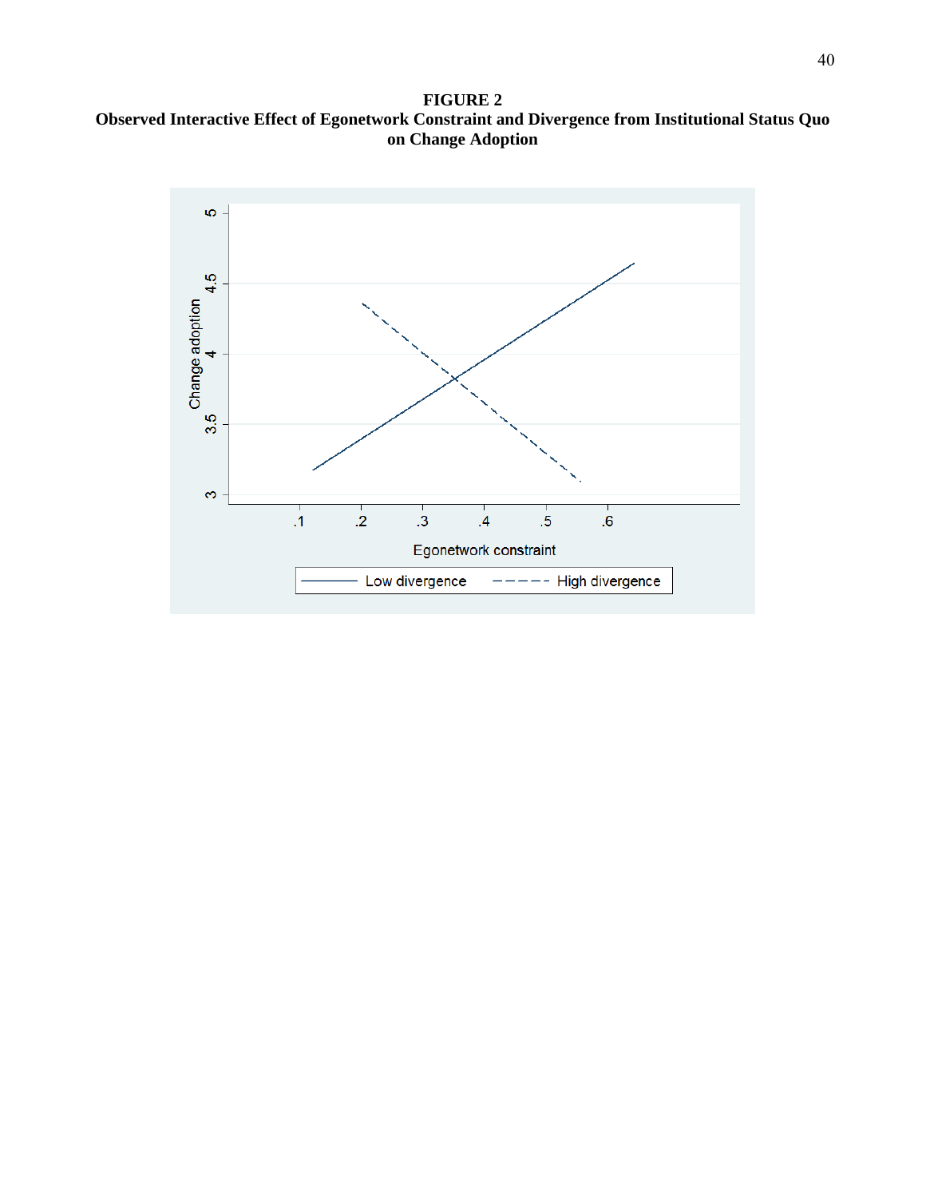**FIGURE 2**
**Observed Interactive Effect of Egonetwork Constraint and Divergence from Institutional Status Quo on Change Adoption**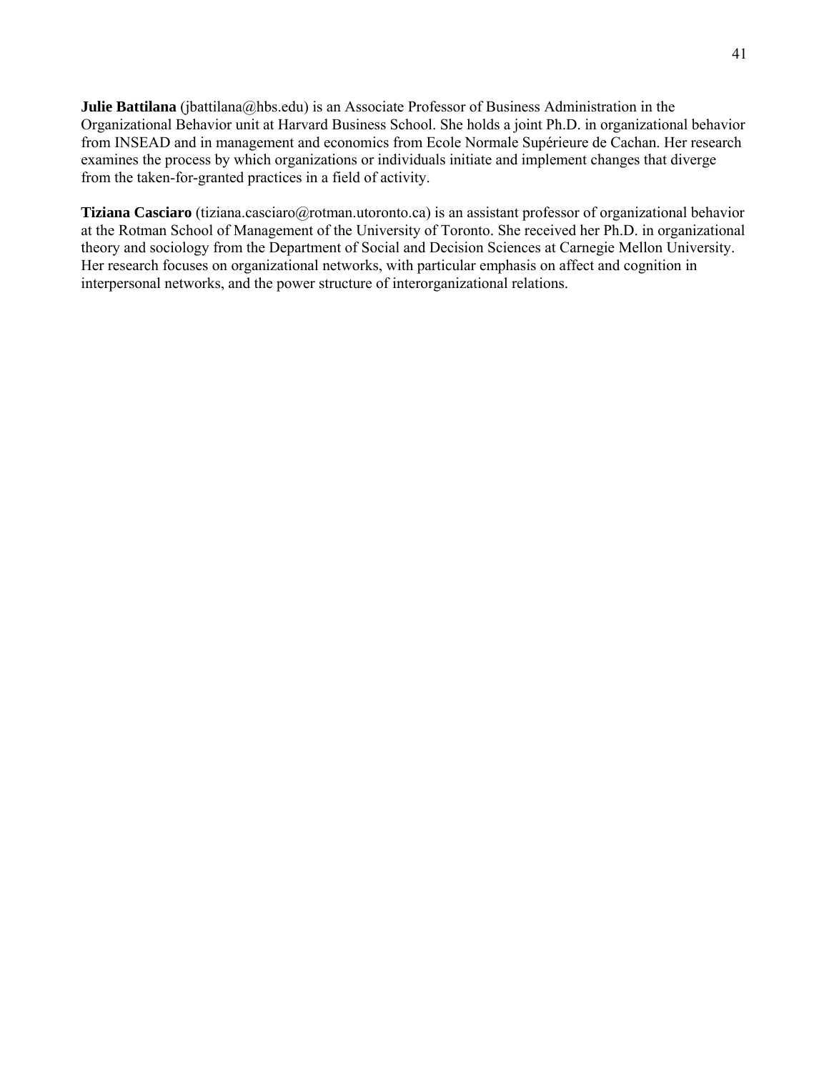**Julie Battilana** (jbattilana@hbs.edu) is an Associate Professor of Business Administration in the Organizational Behavior unit at Harvard Business School. She holds a joint Ph.D. in organizational behavior from INSEAD and in management and economics from Ecole Normale Supérieure de Cachan. Her research examines the process by which organizations or individuals initiate and implement changes that diverge from the taken-for-granted practices in a field of activity.

**Tiziana Casciaro** (tiziana.casciaro@rotman.utoronto.ca) is an assistant professor of organizational behavior at the Rotman School of Management of the University of Toronto. She received her Ph.D. in organizational theory and sociology from the Department of Social and Decision Sciences at Carnegie Mellon University. Her research focuses on organizational networks, with particular emphasis on affect and cognition in interpersonal networks, and the power structure of interorganizational relations.